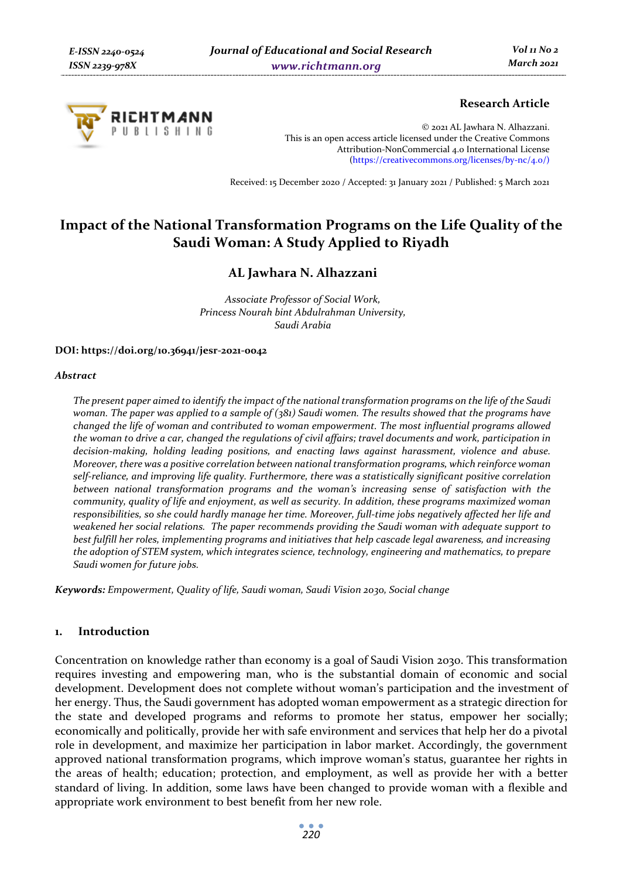**Research Article**

© 2021 AL Jawhara N. Alhazzani.
This is an open access article licensed under the Creative Commons Attribution-NonCommercial 4.0 International License (https://creativecommons.org/licenses/by-nc/4.0/)

Received: 15 December 2020 / Accepted: 31 January 2021 / Published: 5 March 2021

# Impact of the National Transformation Programs on the Life Quality of the Saudi Woman: A Study Applied to Riyadh

**AL Jawhara N. Alhazzani**

*Associate Professor of Social Work,*
*Princess Nourah bint Abdulrahman University,*
*Saudi Arabia*

**DOI: https://doi.org/10.36941/jesr-2021-0042**

***Abstract***

*The present paper aimed to identify the impact of the national transformation programs on the life of the Saudi woman. The paper was applied to a sample of (381) Saudi women. The results showed that the programs have changed the life of woman and contributed to woman empowerment. The most influential programs allowed the woman to drive a car, changed the regulations of civil affairs; travel documents and work, participation in decision-making, holding leading positions, and enacting laws against harassment, violence and abuse. Moreover, there was a positive correlation between national transformation programs, which reinforce woman self-reliance, and improving life quality. Furthermore, there was a statistically significant positive correlation between national transformation programs and the woman's increasing sense of satisfaction with the community, quality of life and enjoyment, as well as security. In addition, these programs maximized woman responsibilities, so she could hardly manage her time. Moreover, full-time jobs negatively affected her life and weakened her social relations. The paper recommends providing the Saudi woman with adequate support to best fulfill her roles, implementing programs and initiatives that help cascade legal awareness, and increasing the adoption of STEM system, which integrates science, technology, engineering and mathematics, to prepare Saudi women for future jobs.*

***Keywords:*** *Empowerment, Quality of life, Saudi woman, Saudi Vision 2030, Social change*

## 1. Introduction

Concentration on knowledge rather than economy is a goal of Saudi Vision 2030. This transformation requires investing and empowering man, who is the substantial domain of economic and social development. Development does not complete without woman's participation and the investment of her energy. Thus, the Saudi government has adopted woman empowerment as a strategic direction for the state and developed programs and reforms to promote her status, empower her socially; economically and politically, provide her with safe environment and services that help her do a pivotal role in development, and maximize her participation in labor market. Accordingly, the government approved national transformation programs, which improve woman's status, guarantee her rights in the areas of health; education; protection, and employment, as well as provide her with a better standard of living. In addition, some laws have been changed to provide woman with a flexible and appropriate work environment to best benefit from her new role.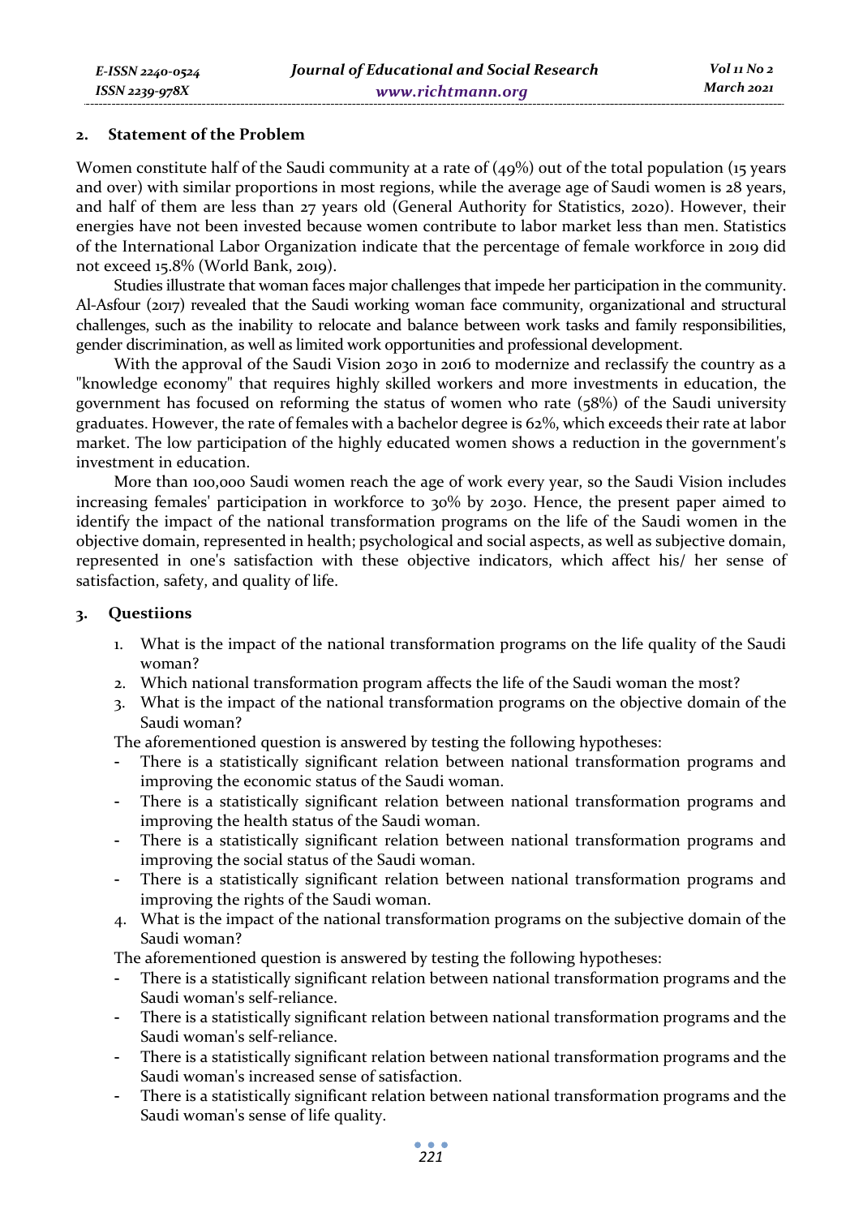## 2. Statement of the Problem

Women constitute half of the Saudi community at a rate of (49%) out of the total population (15 years and over) with similar proportions in most regions, while the average age of Saudi women is 28 years, and half of them are less than 27 years old (General Authority for Statistics, 2020). However, their energies have not been invested because women contribute to labor market less than men. Statistics of the International Labor Organization indicate that the percentage of female workforce in 2019 did not exceed 15.8% (World Bank, 2019).

Studies illustrate that woman faces major challenges that impede her participation in the community. Al-Asfour (2017) revealed that the Saudi working woman face community, organizational and structural challenges, such as the inability to relocate and balance between work tasks and family responsibilities, gender discrimination, as well as limited work opportunities and professional development.

With the approval of the Saudi Vision 2030 in 2016 to modernize and reclassify the country as a "knowledge economy" that requires highly skilled workers and more investments in education, the government has focused on reforming the status of women who rate (58%) of the Saudi university graduates. However, the rate of females with a bachelor degree is 62%, which exceeds their rate at labor market. The low participation of the highly educated women shows a reduction in the government's investment in education.

More than 100,000 Saudi women reach the age of work every year, so the Saudi Vision includes increasing females' participation in workforce to 30% by 2030. Hence, the present paper aimed to identify the impact of the national transformation programs on the life of the Saudi women in the objective domain, represented in health; psychological and social aspects, as well as subjective domain, represented in one's satisfaction with these objective indicators, which affect his/ her sense of satisfaction, safety, and quality of life.

## 3. Questiions

1. What is the impact of the national transformation programs on the life quality of the Saudi woman?
2. Which national transformation program affects the life of the Saudi woman the most?
3. What is the impact of the national transformation programs on the objective domain of the Saudi woman?

The aforementioned question is answered by testing the following hypotheses:

- There is a statistically significant relation between national transformation programs and improving the economic status of the Saudi woman.
- There is a statistically significant relation between national transformation programs and improving the health status of the Saudi woman.
- There is a statistically significant relation between national transformation programs and improving the social status of the Saudi woman.
- There is a statistically significant relation between national transformation programs and improving the rights of the Saudi woman.

4. What is the impact of the national transformation programs on the subjective domain of the Saudi woman?

The aforementioned question is answered by testing the following hypotheses:

- There is a statistically significant relation between national transformation programs and the Saudi woman's self-reliance.
- There is a statistically significant relation between national transformation programs and the Saudi woman's self-reliance.
- There is a statistically significant relation between national transformation programs and the Saudi woman's increased sense of satisfaction.
- There is a statistically significant relation between national transformation programs and the Saudi woman's sense of life quality.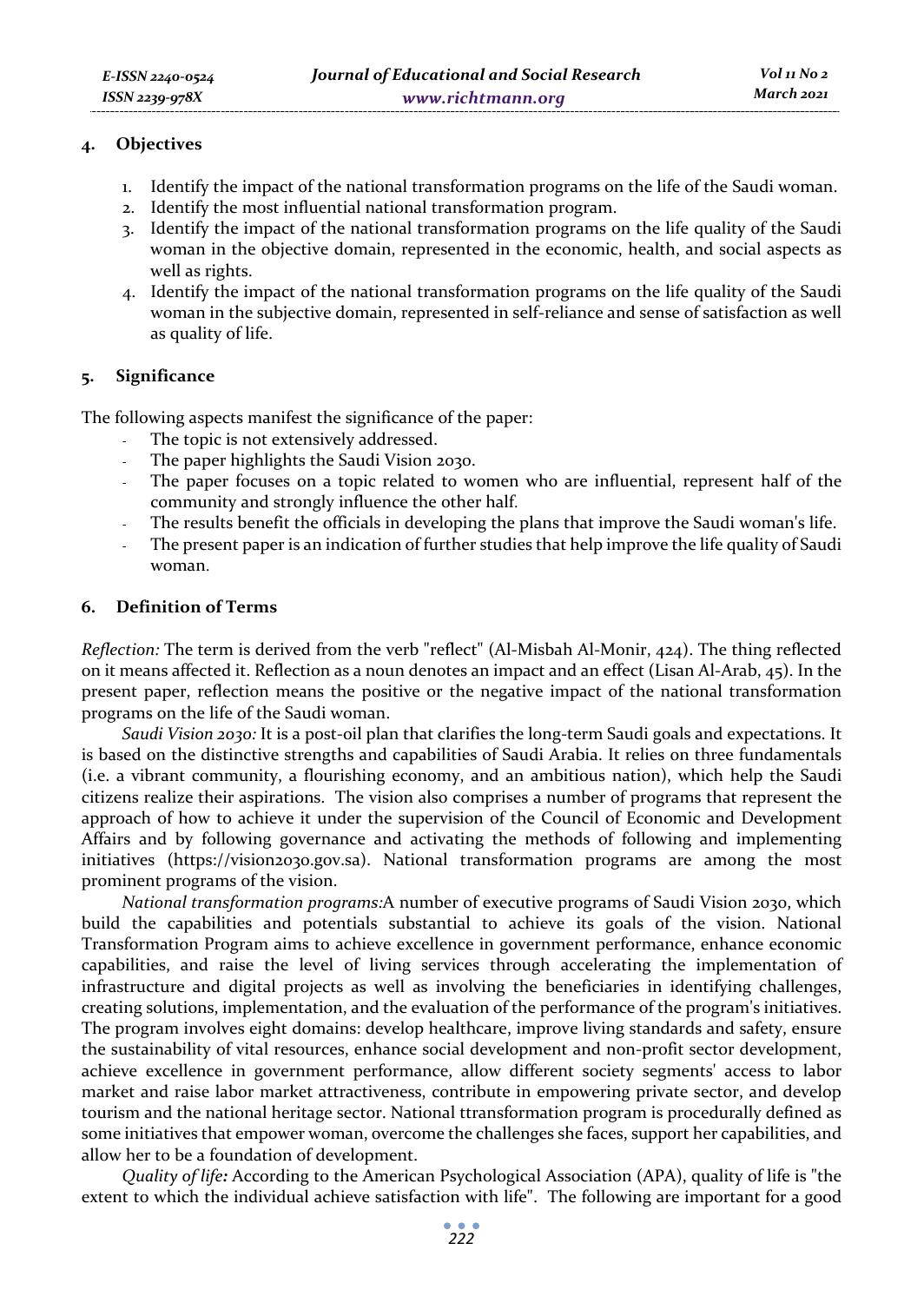## 4. Objectives

1. Identify the impact of the national transformation programs on the life of the Saudi woman.
2. Identify the most influential national transformation program.
3. Identify the impact of the national transformation programs on the life quality of the Saudi woman in the objective domain, represented in the economic, health, and social aspects as well as rights.
4. Identify the impact of the national transformation programs on the life quality of the Saudi woman in the subjective domain, represented in self-reliance and sense of satisfaction as well as quality of life.

## 5. Significance

The following aspects manifest the significance of the paper:

- The topic is not extensively addressed.
- The paper highlights the Saudi Vision 2030.
- The paper focuses on a topic related to women who are influential, represent half of the community and strongly influence the other half.
- The results benefit the officials in developing the plans that improve the Saudi woman's life.
- The present paper is an indication of further studies that help improve the life quality of Saudi woman.

## 6. Definition of Terms

*Reflection:* The term is derived from the verb "reflect" (Al-Misbah Al-Monir, 424). The thing reflected on it means affected it. Reflection as a noun denotes an impact and an effect (Lisan Al-Arab, 45). In the present paper, reflection means the positive or the negative impact of the national transformation programs on the life of the Saudi woman.

*Saudi Vision 2030:* It is a post-oil plan that clarifies the long-term Saudi goals and expectations. It is based on the distinctive strengths and capabilities of Saudi Arabia. It relies on three fundamentals (i.e. a vibrant community, a flourishing economy, and an ambitious nation), which help the Saudi citizens realize their aspirations. The vision also comprises a number of programs that represent the approach of how to achieve it under the supervision of the Council of Economic and Development Affairs and by following governance and activating the methods of following and implementing initiatives (https://vision2030.gov.sa). National transformation programs are among the most prominent programs of the vision.

*National transformation programs:* A number of executive programs of Saudi Vision 2030, which build the capabilities and potentials substantial to achieve its goals of the vision. National Transformation Program aims to achieve excellence in government performance, enhance economic capabilities, and raise the level of living services through accelerating the implementation of infrastructure and digital projects as well as involving the beneficiaries in identifying challenges, creating solutions, implementation, and the evaluation of the performance of the program's initiatives. The program involves eight domains: develop healthcare, improve living standards and safety, ensure the sustainability of vital resources, enhance social development and non-profit sector development, achieve excellence in government performance, allow different society segments' access to labor market and raise labor market attractiveness, contribute in empowering private sector, and develop tourism and the national heritage sector. National ttransformation program is procedurally defined as some initiatives that empower woman, overcome the challenges she faces, support her capabilities, and allow her to be a foundation of development.

*Quality of life:* According to the American Psychological Association (APA), quality of life is "the extent to which the individual achieve satisfaction with life". The following are important for a good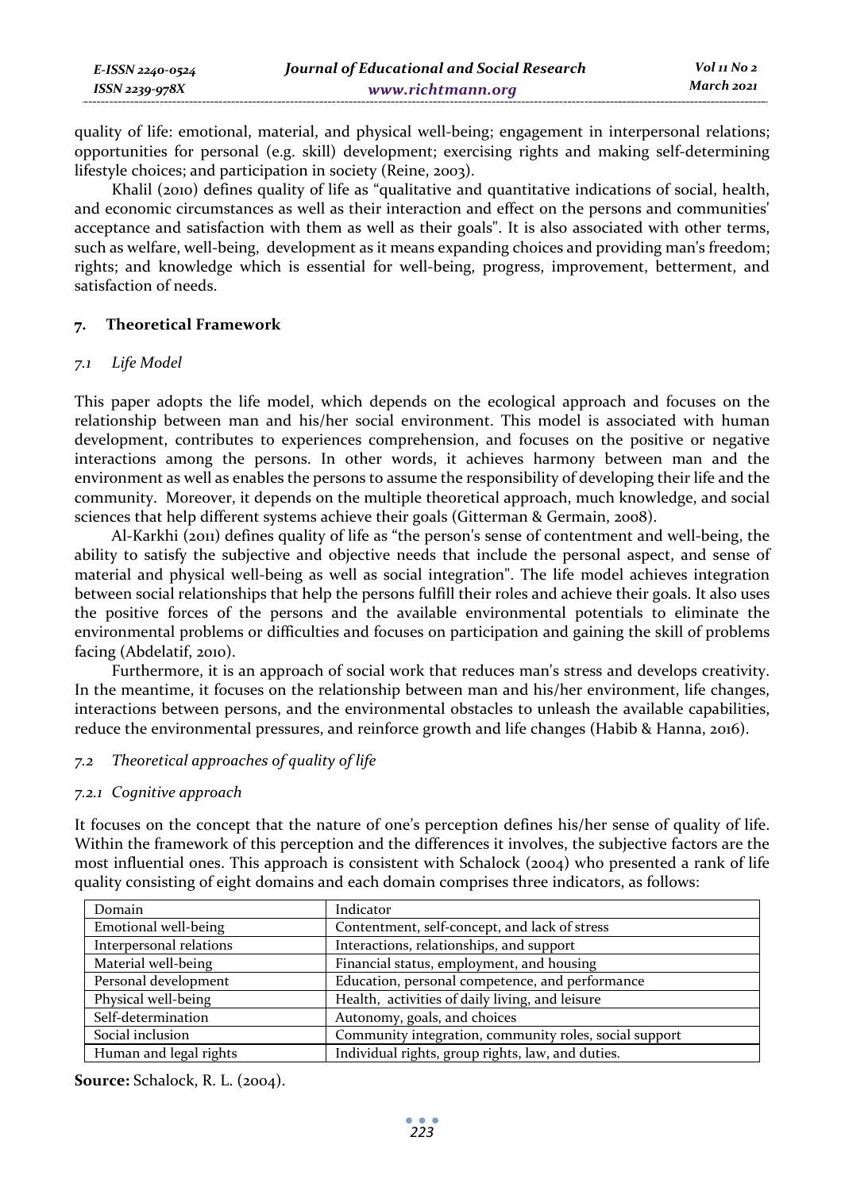quality of life: emotional, material, and physical well-being; engagement in interpersonal relations; opportunities for personal (e.g. skill) development; exercising rights and making self-determining lifestyle choices; and participation in society (Reine, 2003).

Khalil (2010) defines quality of life as "qualitative and quantitative indications of social, health, and economic circumstances as well as their interaction and effect on the persons and communities' acceptance and satisfaction with them as well as their goals". It is also associated with other terms, such as welfare, well-being, development as it means expanding choices and providing man's freedom; rights; and knowledge which is essential for well-being, progress, improvement, betterment, and satisfaction of needs.

## 7. Theoretical Framework

### 7.1 Life Model

This paper adopts the life model, which depends on the ecological approach and focuses on the relationship between man and his/her social environment. This model is associated with human development, contributes to experiences comprehension, and focuses on the positive or negative interactions among the persons. In other words, it achieves harmony between man and the environment as well as enables the persons to assume the responsibility of developing their life and the community. Moreover, it depends on the multiple theoretical approach, much knowledge, and social sciences that help different systems achieve their goals (Gitterman & Germain, 2008).

Al-Karkhi (2011) defines quality of life as "the person's sense of contentment and well-being, the ability to satisfy the subjective and objective needs that include the personal aspect, and sense of material and physical well-being as well as social integration". The life model achieves integration between social relationships that help the persons fulfill their roles and achieve their goals. It also uses the positive forces of the persons and the available environmental potentials to eliminate the environmental problems or difficulties and focuses on participation and gaining the skill of problems facing (Abdelatif, 2010).

Furthermore, it is an approach of social work that reduces man's stress and develops creativity. In the meantime, it focuses on the relationship between man and his/her environment, life changes, interactions between persons, and the environmental obstacles to unleash the available capabilities, reduce the environmental pressures, and reinforce growth and life changes (Habib & Hanna, 2016).

### 7.2 Theoretical approaches of quality of life

#### 7.2.1 Cognitive approach

It focuses on the concept that the nature of one's perception defines his/her sense of quality of life. Within the framework of this perception and the differences it involves, the subjective factors are the most influential ones. This approach is consistent with Schalock (2004) who presented a rank of life quality consisting of eight domains and each domain comprises three indicators, as follows:

| Domain | Indicator |
|---|---|
| Emotional well-being | Contentment, self-concept, and lack of stress |
| Interpersonal relations | Interactions, relationships, and support |
| Material well-being | Financial status, employment, and housing |
| Personal development | Education, personal competence, and performance |
| Physical well-being | Health, activities of daily living, and leisure |
| Self-determination | Autonomy, goals, and choices |
| Social inclusion | Community integration, community roles, social support |
| Human and legal rights | Individual rights, group rights, law, and duties. |

**Source:** Schalock, R. L. (2004).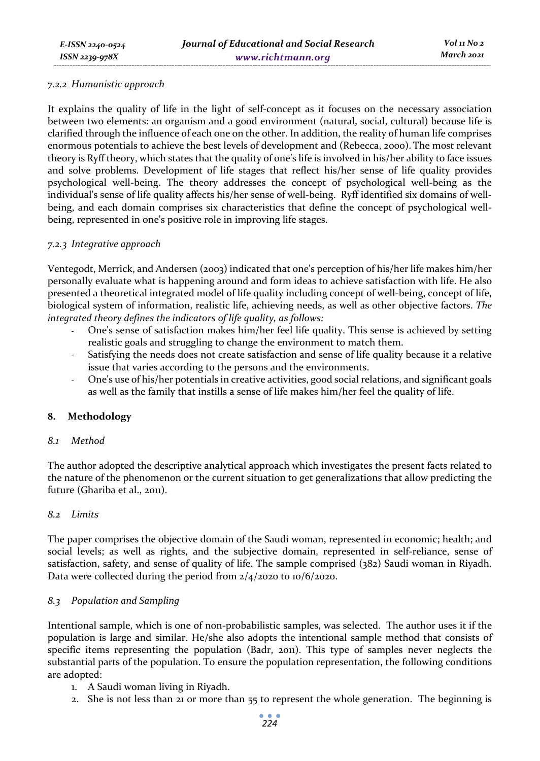#### *7.2.2 Humanistic approach*

It explains the quality of life in the light of self-concept as it focuses on the necessary association between two elements: an organism and a good environment (natural, social, cultural) because life is clarified through the influence of each one on the other. In addition, the reality of human life comprises enormous potentials to achieve the best levels of development and (Rebecca, 2000). The most relevant theory is Ryff theory, which states that the quality of one's life is involved in his/her ability to face issues and solve problems. Development of life stages that reflect his/her sense of life quality provides psychological well-being. The theory addresses the concept of psychological well-being as the individual's sense of life quality affects his/her sense of well-being. Ryff identified six domains of well-being, and each domain comprises six characteristics that define the concept of psychological well-being, represented in one's positive role in improving life stages.

#### *7.2.3 Integrative approach*

Ventegodt, Merrick, and Andersen (2003) indicated that one's perception of his/her life makes him/her personally evaluate what is happening around and form ideas to achieve satisfaction with life. He also presented a theoretical integrated model of life quality including concept of well-being, concept of life, biological system of information, realistic life, achieving needs, as well as other objective factors. *The integrated theory defines the indicators of life quality, as follows:*

- One's sense of satisfaction makes him/her feel life quality. This sense is achieved by setting realistic goals and struggling to change the environment to match them.
- Satisfying the needs does not create satisfaction and sense of life quality because it a relative issue that varies according to the persons and the environments.
- One's use of his/her potentials in creative activities, good social relations, and significant goals as well as the family that instills a sense of life makes him/her feel the quality of life.

## 8. Methodology

### *8.1 Method*

The author adopted the descriptive analytical approach which investigates the present facts related to the nature of the phenomenon or the current situation to get generalizations that allow predicting the future (Ghariba et al., 2011).

### *8.2 Limits*

The paper comprises the objective domain of the Saudi woman, represented in economic; health; and social levels; as well as rights, and the subjective domain, represented in self-reliance, sense of satisfaction, safety, and sense of quality of life. The sample comprised (382) Saudi woman in Riyadh. Data were collected during the period from 2/4/2020 to 10/6/2020.

### *8.3 Population and Sampling*

Intentional sample, which is one of non-probabilistic samples, was selected. The author uses it if the population is large and similar. He/she also adopts the intentional sample method that consists of specific items representing the population (Badr, 2011). This type of samples never neglects the substantial parts of the population. To ensure the population representation, the following conditions are adopted:

1. A Saudi woman living in Riyadh.
2. She is not less than 21 or more than 55 to represent the whole generation. The beginning is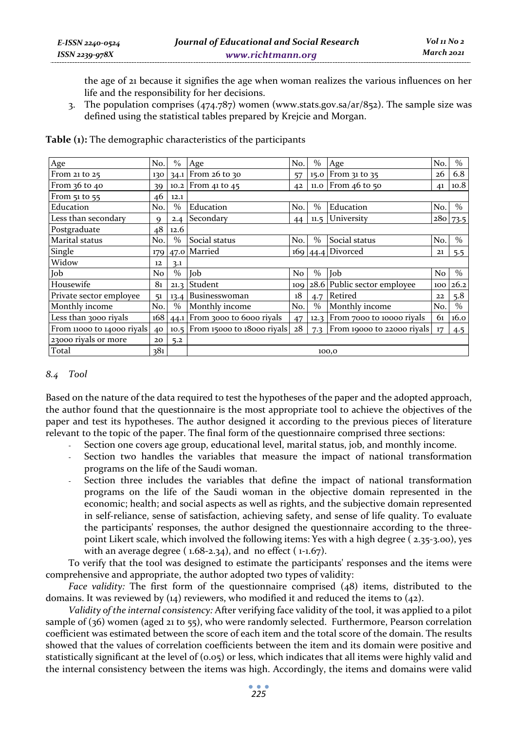the age of 21 because it signifies the age when woman realizes the various influences on her life and the responsibility for her decisions.

3. The population comprises (474.787) women (www.stats.gov.sa/ar/852). The sample size was defined using the statistical tables prepared by Krejcie and Morgan.

**Table (1):** The demographic characteristics of the participants

| Age | No. | % | Age | No. | % | Age | No. | % |
|---|---|---|---|---|---|---|---|---|
| From 21 to 25 | 130 | 34.1 | From 26 to 30 | 57 | 15.0 | From 31 to 35 | 26 | 6.8 |
| From 36 to 40 | 39 | 10.2 | From 41 to 45 | 42 | 11.0 | From 46 to 50 | 41 | 10.8 |
| From 51 to 55 | 46 | 12.1 | | | | | | |
| Education | No. | % | Education | No. | % | Education | No. | % |
| Less than secondary | 9 | 2.4 | Secondary | 44 | 11.5 | University | 280 | 73.5 |
| Postgraduate | 48 | 12.6 | | | | | | |
| Marital status | No. | % | Social status | No. | % | Social status | No. | % |
| Single | 179 | 47.0 | Married | 169 | 44.4 | Divorced | 21 | 5.5 |
| Widow | 12 | 3.1 | | | | | | |
| Job | No | % | Job | No | % | Job | No | % |
| Housewife | 81 | 21.3 | Student | 109 | 28.6 | Public sector employee | 100 | 26.2 |
| Private sector employee | 51 | 13.4 | Businesswoman | 18 | 4.7 | Retired | 22 | 5.8 |
| Monthly income | No. | % | Monthly income | No. | % | Monthly income | No. | % |
| Less than 3000 riyals | 168 | 44.1 | From 3000 to 6000 riyals | 47 | 12.3 | From 7000 to 10000 riyals | 61 | 16.0 |
| From 11000 to 14000 riyals | 40 | 10.5 | From 15000 to 18000 riyals | 28 | 7.3 | From 19000 to 22000 riyals | 17 | 4.5 |
| 23000 riyals or more | 20 | 5.2 | | | | | | |
| Total | 381 | | 100,0 | | | | | |

### 8.4 Tool

Based on the nature of the data required to test the hypotheses of the paper and the adopted approach, the author found that the questionnaire is the most appropriate tool to achieve the objectives of the paper and test its hypotheses. The author designed it according to the previous pieces of literature relevant to the topic of the paper. The final form of the questionnaire comprised three sections:

- Section one covers age group, educational level, marital status, job, and monthly income.
- Section two handles the variables that measure the impact of national transformation programs on the life of the Saudi woman.
- Section three includes the variables that define the impact of national transformation programs on the life of the Saudi woman in the objective domain represented in the economic; health; and social aspects as well as rights, and the subjective domain represented in self-reliance, sense of satisfaction, achieving safety, and sense of life quality. To evaluate the participants' responses, the author designed the questionnaire according to the three-point Likert scale, which involved the following items: Yes with a high degree ( 2.35-3.00), yes with an average degree ( 1.68-2.34), and no effect ( 1-1.67).

To verify that the tool was designed to estimate the participants' responses and the items were comprehensive and appropriate, the author adopted two types of validity:

*Face validity:* The first form of the questionnaire comprised (48) items, distributed to the domains. It was reviewed by (14) reviewers, who modified it and reduced the items to (42).

*Validity of the internal consistency:* After verifying face validity of the tool, it was applied to a pilot sample of (36) women (aged 21 to 55), who were randomly selected. Furthermore, Pearson correlation coefficient was estimated between the score of each item and the total score of the domain. The results showed that the values of correlation coefficients between the item and its domain were positive and statistically significant at the level of (0.05) or less, which indicates that all items were highly valid and the internal consistency between the items was high. Accordingly, the items and domains were valid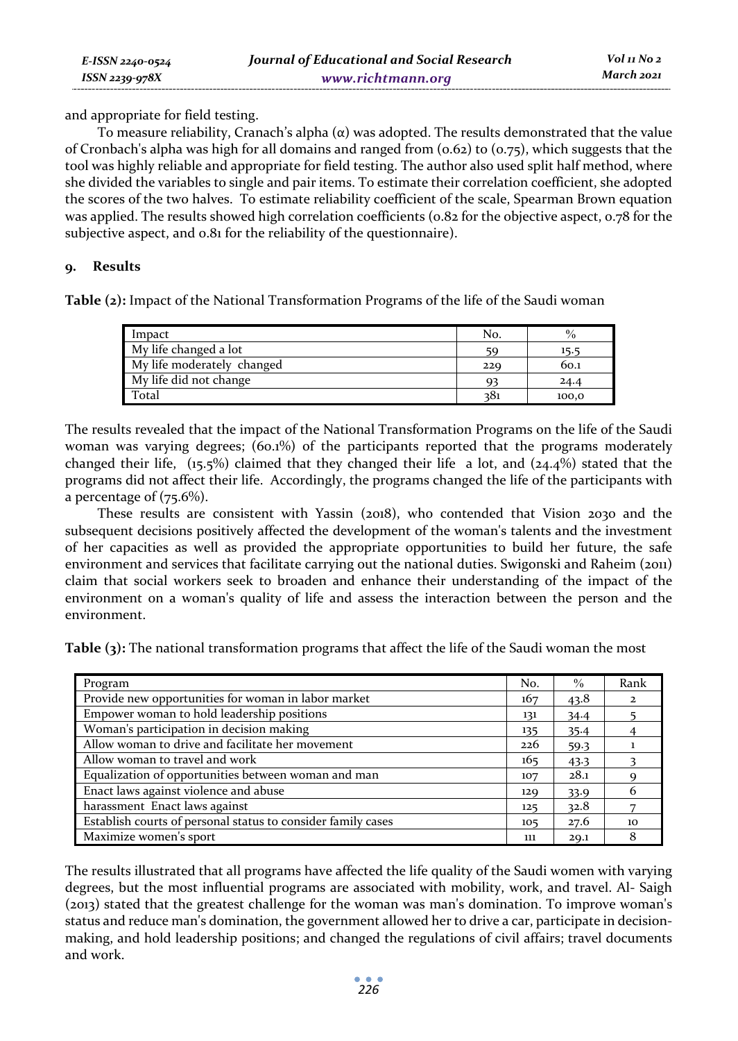and appropriate for field testing.

To measure reliability, Cranach's alpha (α) was adopted. The results demonstrated that the value of Cronbach's alpha was high for all domains and ranged from (0.62) to (0.75), which suggests that the tool was highly reliable and appropriate for field testing. The author also used split half method, where she divided the variables to single and pair items. To estimate their correlation coefficient, she adopted the scores of the two halves. To estimate reliability coefficient of the scale, Spearman Brown equation was applied. The results showed high correlation coefficients (0.82 for the objective aspect, 0.78 for the subjective aspect, and 0.81 for the reliability of the questionnaire).

## 9. Results

**Table (2):** Impact of the National Transformation Programs of the life of the Saudi woman

| Impact | No. | % |
|---|---|---|
| My life changed a lot | 59 | 15.5 |
| My life moderately changed | 229 | 60.1 |
| My life did not change | 93 | 24.4 |
| Total | 381 | 100,0 |

The results revealed that the impact of the National Transformation Programs on the life of the Saudi woman was varying degrees; (60.1%) of the participants reported that the programs moderately changed their life, (15.5%) claimed that they changed their life a lot, and (24.4%) stated that the programs did not affect their life. Accordingly, the programs changed the life of the participants with a percentage of (75.6%).

These results are consistent with Yassin (2018), who contended that Vision 2030 and the subsequent decisions positively affected the development of the woman's talents and the investment of her capacities as well as provided the appropriate opportunities to build her future, the safe environment and services that facilitate carrying out the national duties. Swigonski and Raheim (2011) claim that social workers seek to broaden and enhance their understanding of the impact of the environment on a woman's quality of life and assess the interaction between the person and the environment.

**Table (3):** The national transformation programs that affect the life of the Saudi woman the most

| Program | No. | % | Rank |
|---|---|---|---|
| Provide new opportunities for woman in labor market | 167 | 43.8 | 2 |
| Empower woman to hold leadership positions | 131 | 34.4 | 5 |
| Woman's participation in decision making | 135 | 35.4 | 4 |
| Allow woman to drive and facilitate her movement | 226 | 59.3 | 1 |
| Allow woman to travel and work | 165 | 43.3 | 3 |
| Equalization of opportunities between woman and man | 107 | 28.1 | 9 |
| Enact laws against violence and abuse | 129 | 33.9 | 6 |
| harassment Enact laws against | 125 | 32.8 | 7 |
| Establish courts of personal status to consider family cases | 105 | 27.6 | 10 |
| Maximize women's sport | 111 | 29.1 | 8 |

The results illustrated that all programs have affected the life quality of the Saudi women with varying degrees, but the most influential programs are associated with mobility, work, and travel. Al- Saigh (2013) stated that the greatest challenge for the woman was man's domination. To improve woman's status and reduce man's domination, the government allowed her to drive a car, participate in decision-making, and hold leadership positions; and changed the regulations of civil affairs; travel documents and work.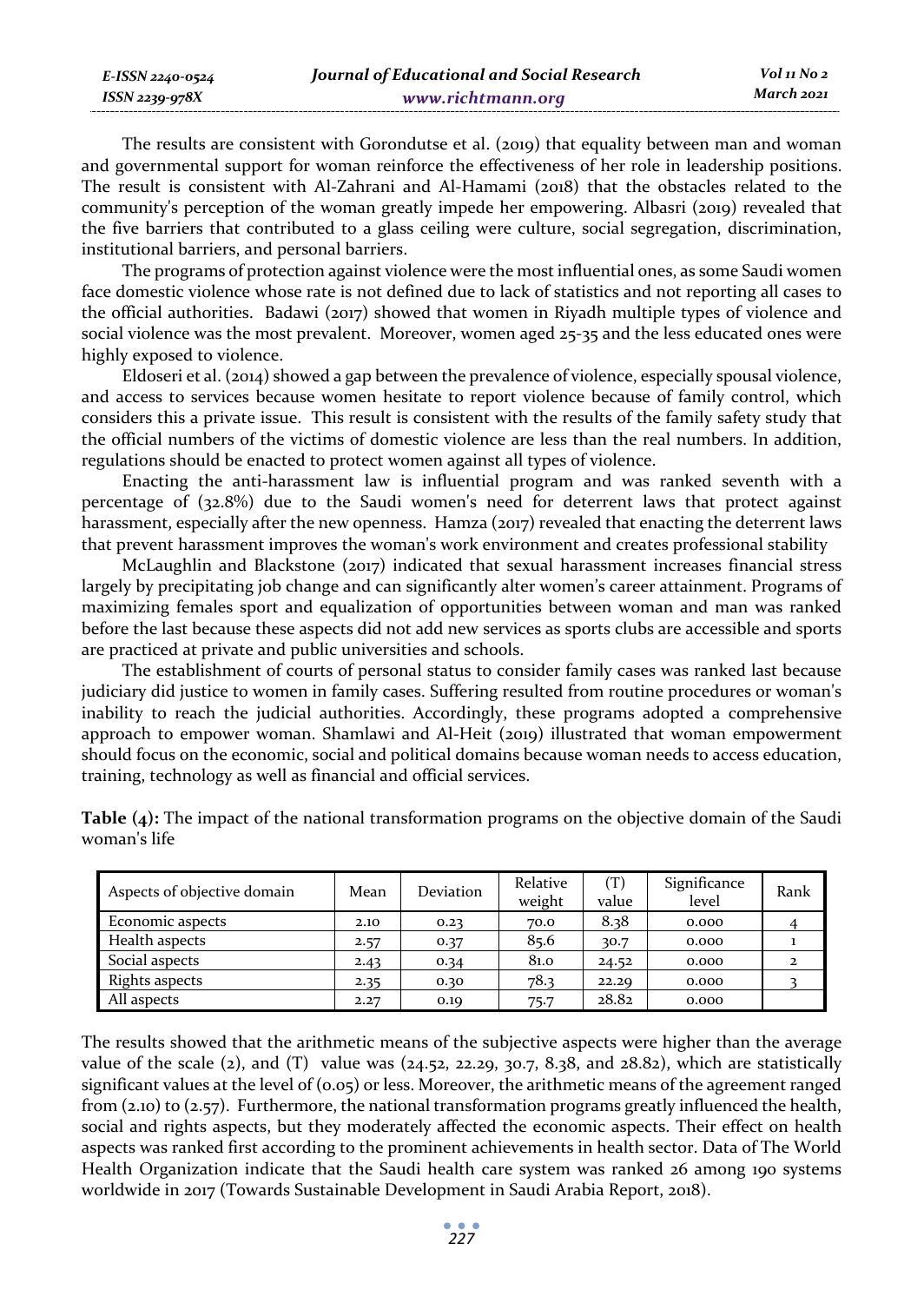The results are consistent with Gorondutse et al. (2019) that equality between man and woman and governmental support for woman reinforce the effectiveness of her role in leadership positions. The result is consistent with Al-Zahrani and Al-Hamami (2018) that the obstacles related to the community's perception of the woman greatly impede her empowering. Albasri (2019) revealed that the five barriers that contributed to a glass ceiling were culture, social segregation, discrimination, institutional barriers, and personal barriers.

The programs of protection against violence were the most influential ones, as some Saudi women face domestic violence whose rate is not defined due to lack of statistics and not reporting all cases to the official authorities. Badawi (2017) showed that women in Riyadh multiple types of violence and social violence was the most prevalent. Moreover, women aged 25-35 and the less educated ones were highly exposed to violence.

Eldoseri et al. (2014) showed a gap between the prevalence of violence, especially spousal violence, and access to services because women hesitate to report violence because of family control, which considers this a private issue. This result is consistent with the results of the family safety study that the official numbers of the victims of domestic violence are less than the real numbers. In addition, regulations should be enacted to protect women against all types of violence.

Enacting the anti-harassment law is influential program and was ranked seventh with a percentage of (32.8%) due to the Saudi women's need for deterrent laws that protect against harassment, especially after the new openness. Hamza (2017) revealed that enacting the deterrent laws that prevent harassment improves the woman's work environment and creates professional stability

McLaughlin and Blackstone (2017) indicated that sexual harassment increases financial stress largely by precipitating job change and can significantly alter women's career attainment. Programs of maximizing females sport and equalization of opportunities between woman and man was ranked before the last because these aspects did not add new services as sports clubs are accessible and sports are practiced at private and public universities and schools.

The establishment of courts of personal status to consider family cases was ranked last because judiciary did justice to women in family cases. Suffering resulted from routine procedures or woman's inability to reach the judicial authorities. Accordingly, these programs adopted a comprehensive approach to empower woman. Shamlawi and Al-Heit (2019) illustrated that woman empowerment should focus on the economic, social and political domains because woman needs to access education, training, technology as well as financial and official services.

**Table (4):** The impact of the national transformation programs on the objective domain of the Saudi woman's life

| Aspects of objective domain | Mean | Deviation | Relative weight | (T) value | Significance level | Rank |
|---|---|---|---|---|---|---|
| Economic aspects | 2.10 | 0.23 | 70.0 | 8.38 | 0.000 | 4 |
| Health aspects | 2.57 | 0.37 | 85.6 | 30.7 | 0.000 | 1 |
| Social aspects | 2.43 | 0.34 | 81.0 | 24.52 | 0.000 | 2 |
| Rights aspects | 2.35 | 0.30 | 78.3 | 22.29 | 0.000 | 3 |
| All aspects | 2.27 | 0.19 | 75.7 | 28.82 | 0.000 | |

The results showed that the arithmetic means of the subjective aspects were higher than the average value of the scale (2), and (T) value was (24.52, 22.29, 30.7, 8.38, and 28.82), which are statistically significant values at the level of (0.05) or less. Moreover, the arithmetic means of the agreement ranged from (2.10) to (2.57). Furthermore, the national transformation programs greatly influenced the health, social and rights aspects, but they moderately affected the economic aspects. Their effect on health aspects was ranked first according to the prominent achievements in health sector. Data of The World Health Organization indicate that the Saudi health care system was ranked 26 among 190 systems worldwide in 2017 (Towards Sustainable Development in Saudi Arabia Report, 2018).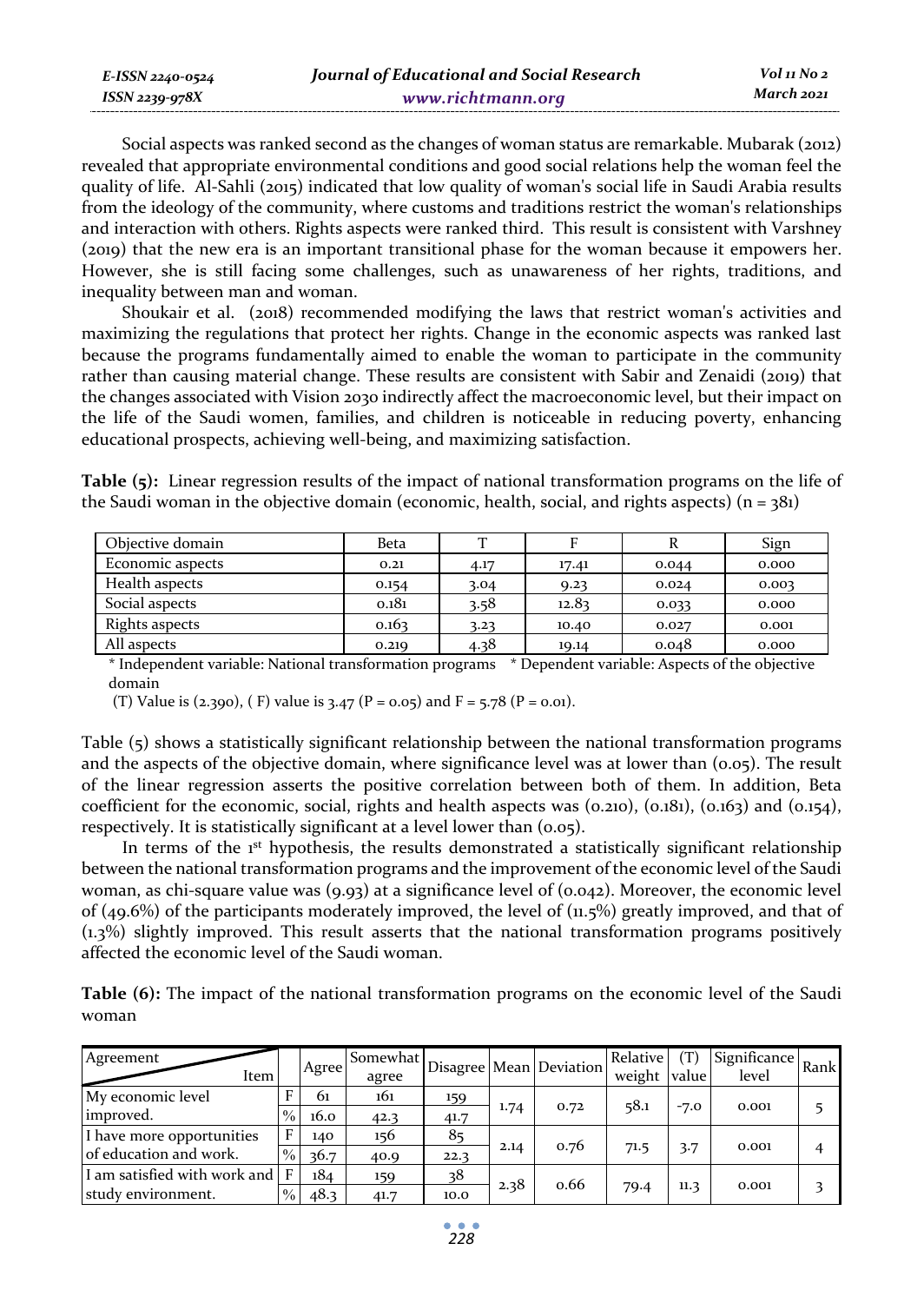Social aspects was ranked second as the changes of woman status are remarkable. Mubarak (2012) revealed that appropriate environmental conditions and good social relations help the woman feel the quality of life. Al-Sahli (2015) indicated that low quality of woman's social life in Saudi Arabia results from the ideology of the community, where customs and traditions restrict the woman's relationships and interaction with others. Rights aspects were ranked third. This result is consistent with Varshney (2019) that the new era is an important transitional phase for the woman because it empowers her. However, she is still facing some challenges, such as unawareness of her rights, traditions, and inequality between man and woman.

Shoukair et al. (2018) recommended modifying the laws that restrict woman's activities and maximizing the regulations that protect her rights. Change in the economic aspects was ranked last because the programs fundamentally aimed to enable the woman to participate in the community rather than causing material change. These results are consistent with Sabir and Zenaidi (2019) that the changes associated with Vision 2030 indirectly affect the macroeconomic level, but their impact on the life of the Saudi women, families, and children is noticeable in reducing poverty, enhancing educational prospects, achieving well-being, and maximizing satisfaction.

**Table (5):** Linear regression results of the impact of national transformation programs on the life of the Saudi woman in the objective domain (economic, health, social, and rights aspects) (n = 381)

| Objective domain | Beta | T | F | R | Sign |
|---|---|---|---|---|---|
| Economic aspects | 0.21 | 4.17 | 17.41 | 0.044 | 0.000 |
| Health aspects | 0.154 | 3.04 | 9.23 | 0.024 | 0.003 |
| Social aspects | 0.181 | 3.58 | 12.83 | 0.033 | 0.000 |
| Rights aspects | 0.163 | 3.23 | 10.40 | 0.027 | 0.001 |
| All aspects | 0.219 | 4.38 | 19.14 | 0.048 | 0.000 |

\* Independent variable: National transformation programs   * Dependent variable: Aspects of the objective domain

(T) Value is (2.390), ( F) value is 3.47 (P = 0.05) and F = 5.78 (P = 0.01).

Table (5) shows a statistically significant relationship between the national transformation programs and the aspects of the objective domain, where significance level was at lower than (0.05). The result of the linear regression asserts the positive correlation between both of them. In addition, Beta coefficient for the economic, social, rights and health aspects was (0.210), (0.181), (0.163) and (0.154), respectively. It is statistically significant at a level lower than (0.05).

In terms of the 1st hypothesis, the results demonstrated a statistically significant relationship between the national transformation programs and the improvement of the economic level of the Saudi woman, as chi-square value was (9.93) at a significance level of (0.042). Moreover, the economic level of (49.6%) of the participants moderately improved, the level of (11.5%) greatly improved, and that of (1.3%) slightly improved. This result asserts that the national transformation programs positively affected the economic level of the Saudi woman.

**Table (6):** The impact of the national transformation programs on the economic level of the Saudi woman

| Item / Agreement | | Agree | Somewhat agree | Disagree | Mean | Deviation | Relative weight | (T) value | Significance level | Rank |
|---|---|---|---|---|---|---|---|---|---|---|
| My economic level improved. | F | 61 | 161 | 159 | 1.74 | 0.72 | 58.1 | -7.0 | 0.001 | 5 |
| | % | 16.0 | 42.3 | 41.7 | | | | | | |
| I have more opportunities of education and work. | F | 140 | 156 | 85 | 2.14 | 0.76 | 71.5 | 3.7 | 0.001 | 4 |
| | % | 36.7 | 40.9 | 22.3 | | | | | | |
| I am satisfied with work and study environment. | F | 184 | 159 | 38 | 2.38 | 0.66 | 79.4 | 11.3 | 0.001 | 3 |
| | % | 48.3 | 41.7 | 10.0 | | | | | | |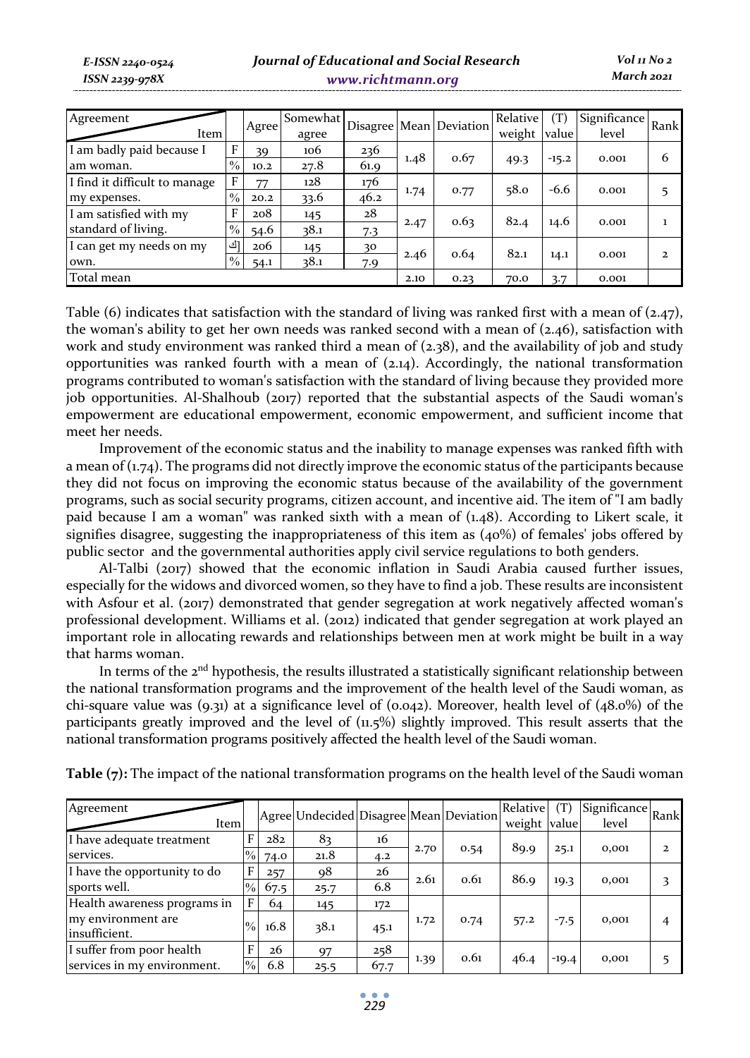| Agreement / Item | | Agree | Somewhat agree | Disagree | Mean | Deviation | Relative weight | (T) value | Significance level | Rank |
|---|---|---|---|---|---|---|---|---|---|---|
| I am badly paid because I am woman. | F | 39 | 106 | 236 | 1.48 | 0.67 | 49.3 | -15.2 | 0.001 | 6 |
| | % | 10.2 | 27.8 | 61.9 | | | | | | |
| I find it difficult to manage my expenses. | F | 77 | 128 | 176 | 1.74 | 0.77 | 58.0 | -6.6 | 0.001 | 5 |
| | % | 20.2 | 33.6 | 46.2 | | | | | | |
| I am satisfied with my standard of living. | F | 208 | 145 | 28 | 2.47 | 0.63 | 82.4 | 14.6 | 0.001 | 1 |
| | % | 54.6 | 38.1 | 7.3 | | | | | | |
| I can get my needs on my own. | ك | 206 | 145 | 30 | 2.46 | 0.64 | 82.1 | 14.1 | 0.001 | 2 |
| | % | 54.1 | 38.1 | 7.9 | | | | | | |
| Total mean | | | | | 2.10 | 0.23 | 70.0 | 3.7 | 0.001 | |

Table (6) indicates that satisfaction with the standard of living was ranked first with a mean of (2.47), the woman's ability to get her own needs was ranked second with a mean of (2.46), satisfaction with work and study environment was ranked third a mean of (2.38), and the availability of job and study opportunities was ranked fourth with a mean of (2.14). Accordingly, the national transformation programs contributed to woman's satisfaction with the standard of living because they provided more job opportunities. Al-Shalhoub (2017) reported that the substantial aspects of the Saudi woman's empowerment are educational empowerment, economic empowerment, and sufficient income that meet her needs.

Improvement of the economic status and the inability to manage expenses was ranked fifth with a mean of (1.74). The programs did not directly improve the economic status of the participants because they did not focus on improving the economic status because of the availability of the government programs, such as social security programs, citizen account, and incentive aid. The item of "I am badly paid because I am a woman" was ranked sixth with a mean of (1.48). According to Likert scale, it signifies disagree, suggesting the inappropriateness of this item as (40%) of females' jobs offered by public sector and the governmental authorities apply civil service regulations to both genders.

Al-Talbi (2017) showed that the economic inflation in Saudi Arabia caused further issues, especially for the widows and divorced women, so they have to find a job. These results are inconsistent with Asfour et al. (2017) demonstrated that gender segregation at work negatively affected woman's professional development. Williams et al. (2012) indicated that gender segregation at work played an important role in allocating rewards and relationships between men at work might be built in a way that harms woman.

In terms of the 2nd hypothesis, the results illustrated a statistically significant relationship between the national transformation programs and the improvement of the health level of the Saudi woman, as chi-square value was (9.31) at a significance level of (0.042). Moreover, health level of (48.0%) of the participants greatly improved and the level of (11.5%) slightly improved. This result asserts that the national transformation programs positively affected the health level of the Saudi woman.

**Table (7):** The impact of the national transformation programs on the health level of the Saudi woman

| Agreement / Item | | Agree | Undecided | Disagree | Mean | Deviation | Relative weight | (T) value | Significance level | Rank |
|---|---|---|---|---|---|---|---|---|---|---|
| I have adequate treatment services. | F | 282 | 83 | 16 | 2.70 | 0.54 | 89.9 | 25.1 | 0,001 | 2 |
| | % | 74.0 | 21.8 | 4.2 | | | | | | |
| I have the opportunity to do sports well. | F | 257 | 98 | 26 | 2.61 | 0.61 | 86.9 | 19.3 | 0,001 | 3 |
| | % | 67.5 | 25.7 | 6.8 | | | | | | |
| Health awareness programs in my environment are insufficient. | F | 64 | 145 | 172 | 1.72 | 0.74 | 57.2 | -7.5 | 0,001 | 4 |
| | % | 16.8 | 38.1 | 45.1 | | | | | | |
| I suffer from poor health services in my environment. | F | 26 | 97 | 258 | 1.39 | 0.61 | 46.4 | -19.4 | 0,001 | 5 |
| | % | 6.8 | 25.5 | 67.7 | | | | | | |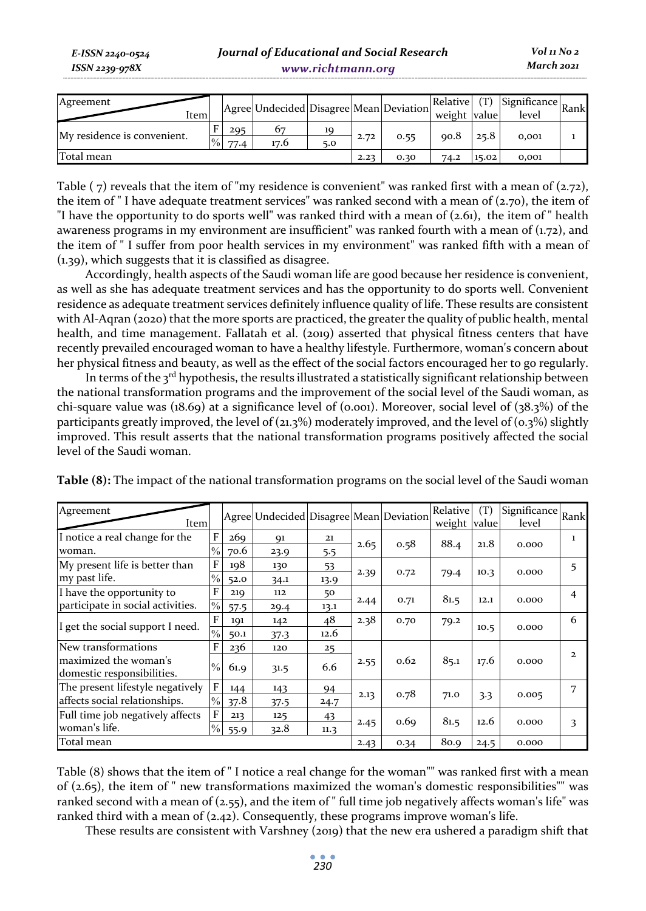| Agreement / Item | | Agree | Undecided | Disagree | Mean | Deviation | Relative weight | (T) value | Significance level | Rank |
|---|---|---|---|---|---|---|---|---|---|---|
| My residence is convenient. | F | 295 | 67 | 19 | 2.72 | 0.55 | 90.8 | 25.8 | 0,001 | 1 |
| | % | 77.4 | 17.6 | 5.0 | | | | | | |
| Total mean | | | | | 2.23 | 0.30 | 74.2 | 15.02 | 0,001 | |

Table ( 7) reveals that the item of "my residence is convenient" was ranked first with a mean of (2.72), the item of " I have adequate treatment services" was ranked second with a mean of (2.70), the item of "I have the opportunity to do sports well" was ranked third with a mean of (2.61), the item of " health awareness programs in my environment are insufficient" was ranked fourth with a mean of (1.72), and the item of " I suffer from poor health services in my environment" was ranked fifth with a mean of (1.39), which suggests that it is classified as disagree.

Accordingly, health aspects of the Saudi woman life are good because her residence is convenient, as well as she has adequate treatment services and has the opportunity to do sports well. Convenient residence as adequate treatment services definitely influence quality of life. These results are consistent with Al-Aqran (2020) that the more sports are practiced, the greater the quality of public health, mental health, and time management. Fallatah et al. (2019) asserted that physical fitness centers that have recently prevailed encouraged woman to have a healthy lifestyle. Furthermore, woman's concern about her physical fitness and beauty, as well as the effect of the social factors encouraged her to go regularly.

In terms of the 3rd hypothesis, the results illustrated a statistically significant relationship between the national transformation programs and the improvement of the social level of the Saudi woman, as chi-square value was (18.69) at a significance level of (0.001). Moreover, social level of (38.3%) of the participants greatly improved, the level of (21.3%) moderately improved, and the level of (0.3%) slightly improved. This result asserts that the national transformation programs positively affected the social level of the Saudi woman.

**Table (8):** The impact of the national transformation programs on the social level of the Saudi woman

| Agreement / Item | | Agree | Undecided | Disagree | Mean | Deviation | Relative weight | (T) value | Significance level | Rank |
|---|---|---|---|---|---|---|---|---|---|---|
| I notice a real change for the woman. | F | 269 | 91 | 21 | 2.65 | 0.58 | 88.4 | 21.8 | 0.000 | 1 |
| | % | 70.6 | 23.9 | 5.5 | | | | | | |
| My present life is better than my past life. | F | 198 | 130 | 53 | 2.39 | 0.72 | 79.4 | 10.3 | 0.000 | 5 |
| | % | 52.0 | 34.1 | 13.9 | | | | | | |
| I have the opportunity to participate in social activities. | F | 219 | 112 | 50 | 2.44 | 0.71 | 81.5 | 12.1 | 0.000 | 4 |
| | % | 57.5 | 29.4 | 13.1 | | | | | | |
| I get the social support I need. | F | 191 | 142 | 48 | 2.38 | 0.70 | 79.2 | 10.5 | 0.000 | 6 |
| | % | 50.1 | 37.3 | 12.6 | | | | | | |
| New transformations maximized the woman's domestic responsibilities. | F | 236 | 120 | 25 | 2.55 | 0.62 | 85.1 | 17.6 | 0.000 | 2 |
| | % | 61.9 | 31.5 | 6.6 | | | | | | |
| The present lifestyle negatively affects social relationships. | F | 144 | 143 | 94 | 2.13 | 0.78 | 71.0 | 3.3 | 0.005 | 7 |
| | % | 37.8 | 37.5 | 24.7 | | | | | | |
| Full time job negatively affects woman's life. | F | 213 | 125 | 43 | 2.45 | 0.69 | 81.5 | 12.6 | 0.000 | 3 |
| | % | 55.9 | 32.8 | 11.3 | | | | | | |
| Total mean | | | | | 2.43 | 0.34 | 80.9 | 24.5 | 0.000 | |

Table (8) shows that the item of " I notice a real change for the woman"" was ranked first with a mean of (2.65), the item of " new transformations maximized the woman's domestic responsibilities"" was ranked second with a mean of (2.55), and the item of " full time job negatively affects woman's life" was ranked third with a mean of (2.42). Consequently, these programs improve woman's life.

These results are consistent with Varshney (2019) that the new era ushered a paradigm shift that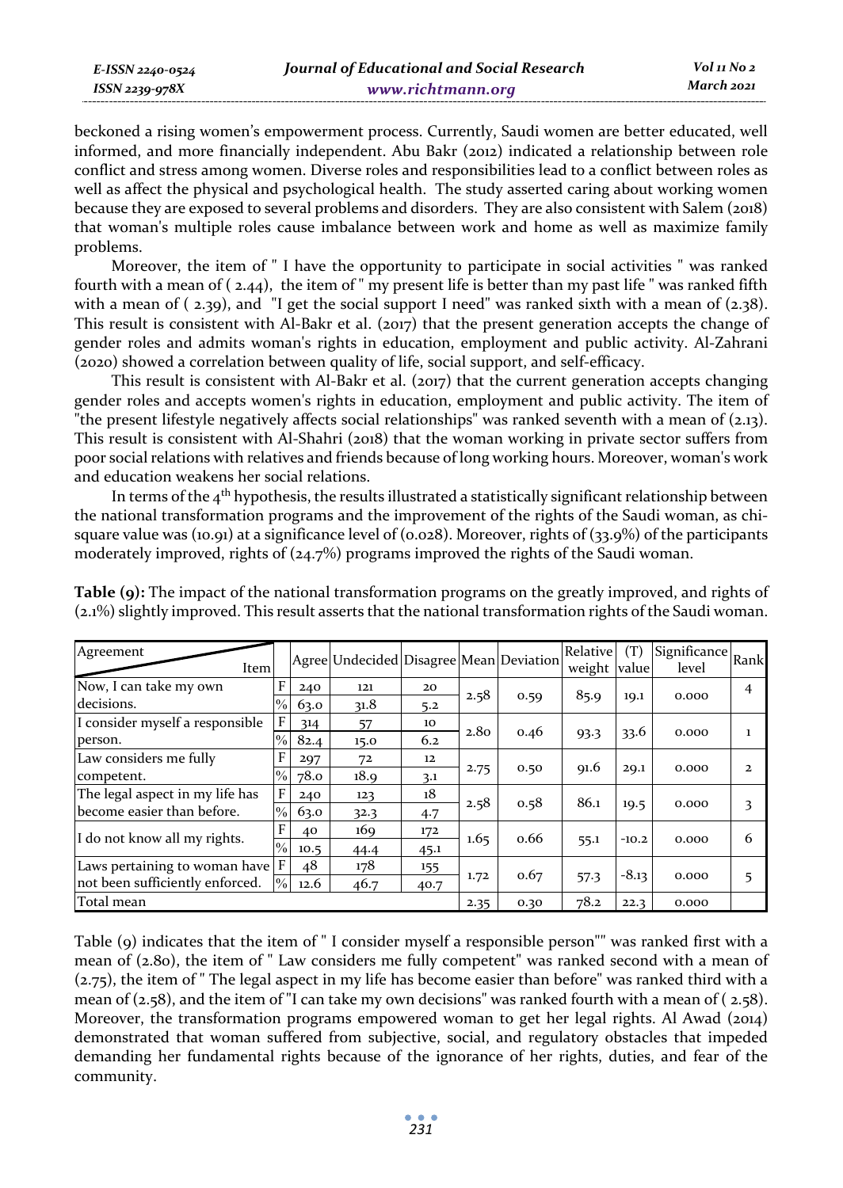beckoned a rising women's empowerment process. Currently, Saudi women are better educated, well informed, and more financially independent. Abu Bakr (2012) indicated a relationship between role conflict and stress among women. Diverse roles and responsibilities lead to a conflict between roles as well as affect the physical and psychological health. The study asserted caring about working women because they are exposed to several problems and disorders. They are also consistent with Salem (2018) that woman's multiple roles cause imbalance between work and home as well as maximize family problems.

Moreover, the item of " I have the opportunity to participate in social activities " was ranked fourth with a mean of ( 2.44), the item of " my present life is better than my past life " was ranked fifth with a mean of ( 2.39), and "I get the social support I need" was ranked sixth with a mean of (2.38). This result is consistent with Al-Bakr et al. (2017) that the present generation accepts the change of gender roles and admits woman's rights in education, employment and public activity. Al-Zahrani (2020) showed a correlation between quality of life, social support, and self-efficacy.

This result is consistent with Al-Bakr et al. (2017) that the current generation accepts changing gender roles and accepts women's rights in education, employment and public activity. The item of "the present lifestyle negatively affects social relationships" was ranked seventh with a mean of (2.13). This result is consistent with Al-Shahri (2018) that the woman working in private sector suffers from poor social relations with relatives and friends because of long working hours. Moreover, woman's work and education weakens her social relations.

In terms of the 4th hypothesis, the results illustrated a statistically significant relationship between the national transformation programs and the improvement of the rights of the Saudi woman, as chi-square value was (10.91) at a significance level of (0.028). Moreover, rights of (33.9%) of the participants moderately improved, rights of (24.7%) programs improved the rights of the Saudi woman.

**Table (9):** The impact of the national transformation programs on the greatly improved, and rights of (2.1%) slightly improved. This result asserts that the national transformation rights of the Saudi woman.

| Item / Agreement | | Agree | Undecided | Disagree | Mean | Deviation | Relative weight | (T) value | Significance level | Rank |
|---|---|---|---|---|---|---|---|---|---|---|
| Now, I can take my own decisions. | F | 240 | 121 | 20 | 2.58 | 0.59 | 85.9 | 19.1 | 0.000 | 4 |
| | % | 63.0 | 31.8 | 5.2 | | | | | | |
| I consider myself a responsible person. | F | 314 | 57 | 10 | 2.80 | 0.46 | 93.3 | 33.6 | 0.000 | 1 |
| | % | 82.4 | 15.0 | 6.2 | | | | | | |
| Law considers me fully competent. | F | 297 | 72 | 12 | 2.75 | 0.50 | 91.6 | 29.1 | 0.000 | 2 |
| | % | 78.0 | 18.9 | 3.1 | | | | | | |
| The legal aspect in my life has become easier than before. | F | 240 | 123 | 18 | 2.58 | 0.58 | 86.1 | 19.5 | 0.000 | 3 |
| | % | 63.0 | 32.3 | 4.7 | | | | | | |
| I do not know all my rights. | F | 40 | 169 | 172 | 1.65 | 0.66 | 55.1 | -10.2 | 0.000 | 6 |
| | % | 10.5 | 44.4 | 45.1 | | | | | | |
| Laws pertaining to woman have not been sufficiently enforced. | F | 48 | 178 | 155 | 1.72 | 0.67 | 57.3 | -8.13 | 0.000 | 5 |
| | % | 12.6 | 46.7 | 40.7 | | | | | | |
| Total mean | | | | | 2.35 | 0.30 | 78.2 | 22.3 | 0.000 | |

Table (9) indicates that the item of " I consider myself a responsible person"" was ranked first with a mean of (2.80), the item of " Law considers me fully competent" was ranked second with a mean of (2.75), the item of " The legal aspect in my life has become easier than before" was ranked third with a mean of (2.58), and the item of "I can take my own decisions" was ranked fourth with a mean of ( 2.58). Moreover, the transformation programs empowered woman to get her legal rights. Al Awad (2014) demonstrated that woman suffered from subjective, social, and regulatory obstacles that impeded demanding her fundamental rights because of the ignorance of her rights, duties, and fear of the community.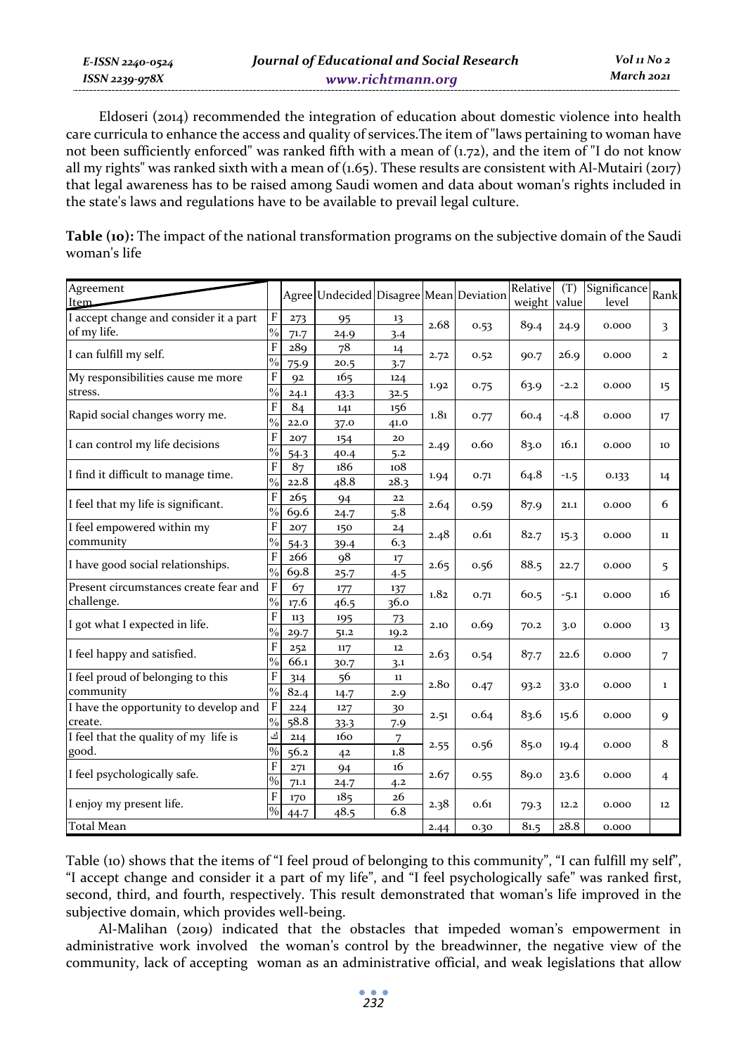Eldoseri (2014) recommended the integration of education about domestic violence into health care curricula to enhance the access and quality of services.The item of "laws pertaining to woman have not been sufficiently enforced" was ranked fifth with a mean of (1.72), and the item of "I do not know all my rights" was ranked sixth with a mean of (1.65). These results are consistent with Al-Mutairi (2017) that legal awareness has to be raised among Saudi women and data about woman's rights included in the state's laws and regulations have to be available to prevail legal culture.

**Table (10):** The impact of the national transformation programs on the subjective domain of the Saudi woman's life

| Item / Agreement | | Agree | Undecided | Disagree | Mean | Deviation | Relative weight | (T) value | Significance level | Rank |
|---|---|---|---|---|---|---|---|---|---|---|
| I accept change and consider it a part of my life. | F | 273 | 95 | 13 | 2.68 | 0.53 | 89.4 | 24.9 | 0.000 | 3 |
| | % | 71.7 | 24.9 | 3.4 | | | | | | |
| I can fulfill my self. | F | 289 | 78 | 14 | 2.72 | 0.52 | 90.7 | 26.9 | 0.000 | 2 |
| | % | 75.9 | 20.5 | 3.7 | | | | | | |
| My responsibilities cause me more stress. | F | 92 | 165 | 124 | 1.92 | 0.75 | 63.9 | -2.2 | 0.000 | 15 |
| | % | 24.1 | 43.3 | 32.5 | | | | | | |
| Rapid social changes worry me. | F | 84 | 141 | 156 | 1.81 | 0.77 | 60.4 | -4.8 | 0.000 | 17 |
| | % | 22.0 | 37.0 | 41.0 | | | | | | |
| I can control my life decisions | F | 207 | 154 | 20 | 2.49 | 0.60 | 83.0 | 16.1 | 0.000 | 10 |
| | % | 54.3 | 40.4 | 5.2 | | | | | | |
| I find it difficult to manage time. | F | 87 | 186 | 108 | 1.94 | 0.71 | 64.8 | -1.5 | 0.133 | 14 |
| | % | 22.8 | 48.8 | 28.3 | | | | | | |
| I feel that my life is significant. | F | 265 | 94 | 22 | 2.64 | 0.59 | 87.9 | 21.1 | 0.000 | 6 |
| | % | 69.6 | 24.7 | 5.8 | | | | | | |
| I feel empowered within my community | F | 207 | 150 | 24 | 2.48 | 0.61 | 82.7 | 15.3 | 0.000 | 11 |
| | % | 54.3 | 39.4 | 6.3 | | | | | | |
| I have good social relationships. | F | 266 | 98 | 17 | 2.65 | 0.56 | 88.5 | 22.7 | 0.000 | 5 |
| | % | 69.8 | 25.7 | 4.5 | | | | | | |
| Present circumstances create fear and challenge. | F | 67 | 177 | 137 | 1.82 | 0.71 | 60.5 | -5.1 | 0.000 | 16 |
| | % | 17.6 | 46.5 | 36.0 | | | | | | |
| I got what I expected in life. | F | 113 | 195 | 73 | 2.10 | 0.69 | 70.2 | 3.0 | 0.000 | 13 |
| | % | 29.7 | 51.2 | 19.2 | | | | | | |
| I feel happy and satisfied. | F | 252 | 117 | 12 | 2.63 | 0.54 | 87.7 | 22.6 | 0.000 | 7 |
| | % | 66.1 | 30.7 | 3.1 | | | | | | |
| I feel proud of belonging to this community | F | 314 | 56 | 11 | 2.80 | 0.47 | 93.2 | 33.0 | 0.000 | 1 |
| | % | 82.4 | 14.7 | 2.9 | | | | | | |
| I have the opportunity to develop and create. | F | 224 | 127 | 30 | 2.51 | 0.64 | 83.6 | 15.6 | 0.000 | 9 |
| | % | 58.8 | 33.3 | 7.9 | | | | | | |
| I feel that the quality of my life is good. | ك | 214 | 160 | 7 | 2.55 | 0.56 | 85.0 | 19.4 | 0.000 | 8 |
| | % | 56.2 | 42 | 1.8 | | | | | | |
| I feel psychologically safe. | F | 271 | 94 | 16 | 2.67 | 0.55 | 89.0 | 23.6 | 0.000 | 4 |
| | % | 71.1 | 24.7 | 4.2 | | | | | | |
| I enjoy my present life. | F | 170 | 185 | 26 | 2.38 | 0.61 | 79.3 | 12.2 | 0.000 | 12 |
| | % | 44.7 | 48.5 | 6.8 | | | | | | |
| Total Mean | | | | | 2.44 | 0.30 | 81.5 | 28.8 | 0.000 | |

Table (10) shows that the items of "I feel proud of belonging to this community", "I can fulfill my self", "I accept change and consider it a part of my life", and "I feel psychologically safe" was ranked first, second, third, and fourth, respectively. This result demonstrated that woman's life improved in the subjective domain, which provides well-being.

Al-Malihan (2019) indicated that the obstacles that impeded woman's empowerment in administrative work involved the woman's control by the breadwinner, the negative view of the community, lack of accepting woman as an administrative official, and weak legislations that allow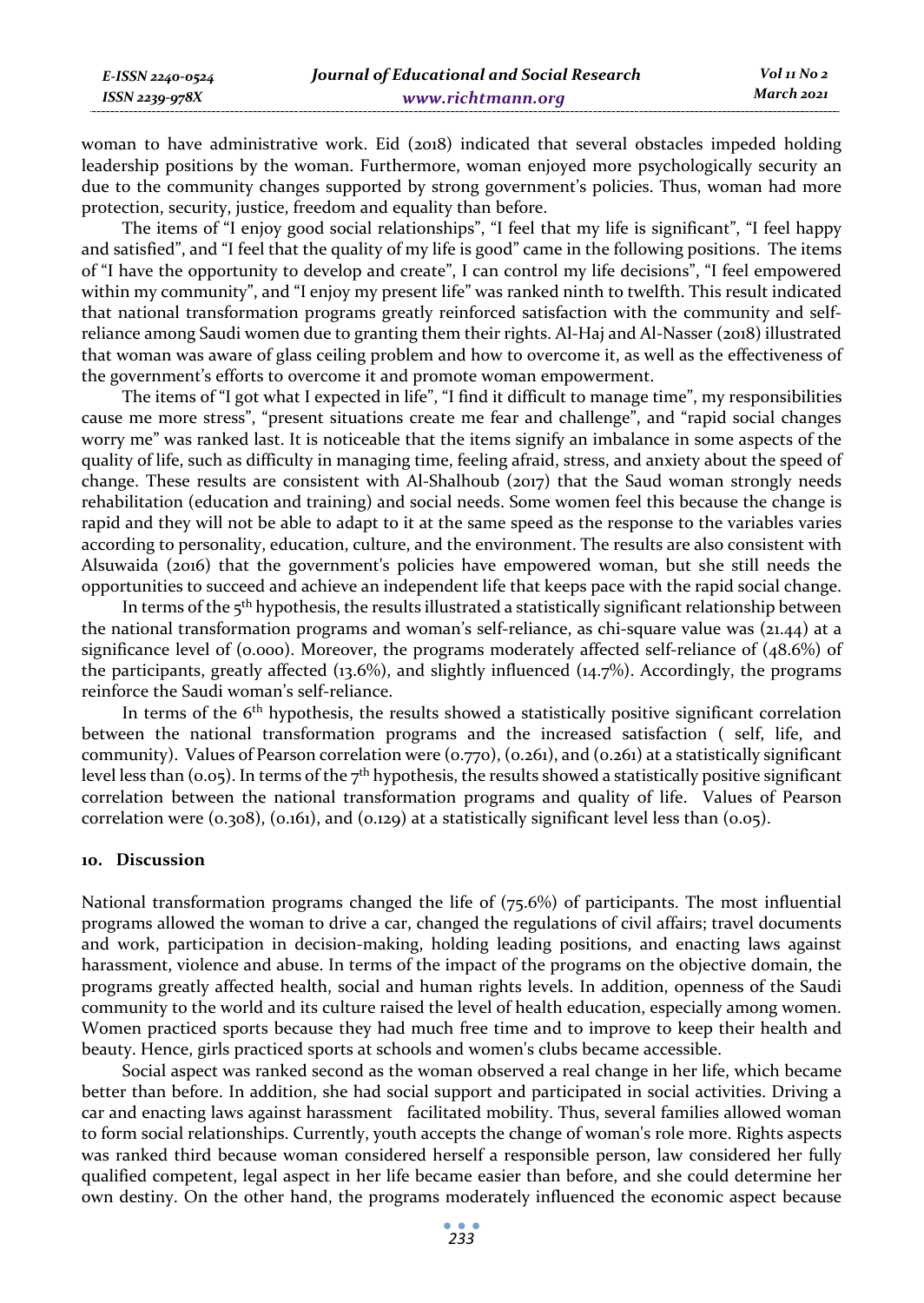woman to have administrative work. Eid (2018) indicated that several obstacles impeded holding leadership positions by the woman. Furthermore, woman enjoyed more psychologically security an due to the community changes supported by strong government's policies. Thus, woman had more protection, security, justice, freedom and equality than before.

The items of "I enjoy good social relationships", "I feel that my life is significant", "I feel happy and satisfied", and "I feel that the quality of my life is good" came in the following positions. The items of "I have the opportunity to develop and create", I can control my life decisions", "I feel empowered within my community", and "I enjoy my present life" was ranked ninth to twelfth. This result indicated that national transformation programs greatly reinforced satisfaction with the community and self-reliance among Saudi women due to granting them their rights. Al-Haj and Al-Nasser (2018) illustrated that woman was aware of glass ceiling problem and how to overcome it, as well as the effectiveness of the government's efforts to overcome it and promote woman empowerment.

The items of "I got what I expected in life", "I find it difficult to manage time", my responsibilities cause me more stress", "present situations create me fear and challenge", and "rapid social changes worry me" was ranked last. It is noticeable that the items signify an imbalance in some aspects of the quality of life, such as difficulty in managing time, feeling afraid, stress, and anxiety about the speed of change. These results are consistent with Al-Shalhoub (2017) that the Saud woman strongly needs rehabilitation (education and training) and social needs. Some women feel this because the change is rapid and they will not be able to adapt to it at the same speed as the response to the variables varies according to personality, education, culture, and the environment. The results are also consistent with Alsuwaida (2016) that the government's policies have empowered woman, but she still needs the opportunities to succeed and achieve an independent life that keeps pace with the rapid social change.

In terms of the 5th hypothesis, the results illustrated a statistically significant relationship between the national transformation programs and woman's self-reliance, as chi-square value was (21.44) at a significance level of (0.000). Moreover, the programs moderately affected self-reliance of (48.6%) of the participants, greatly affected (13.6%), and slightly influenced (14.7%). Accordingly, the programs reinforce the Saudi woman's self-reliance.

In terms of the 6th hypothesis, the results showed a statistically positive significant correlation between the national transformation programs and the increased satisfaction ( self, life, and community). Values of Pearson correlation were (0.770), (0.261), and (0.261) at a statistically significant level less than (0.05). In terms of the 7th hypothesis, the results showed a statistically positive significant correlation between the national transformation programs and quality of life. Values of Pearson correlation were (0.308), (0.161), and (0.129) at a statistically significant level less than (0.05).

## 10. Discussion

National transformation programs changed the life of (75.6%) of participants. The most influential programs allowed the woman to drive a car, changed the regulations of civil affairs; travel documents and work, participation in decision-making, holding leading positions, and enacting laws against harassment, violence and abuse. In terms of the impact of the programs on the objective domain, the programs greatly affected health, social and human rights levels. In addition, openness of the Saudi community to the world and its culture raised the level of health education, especially among women. Women practiced sports because they had much free time and to improve to keep their health and beauty. Hence, girls practiced sports at schools and women's clubs became accessible.

Social aspect was ranked second as the woman observed a real change in her life, which became better than before. In addition, she had social support and participated in social activities. Driving a car and enacting laws against harassment facilitated mobility. Thus, several families allowed woman to form social relationships. Currently, youth accepts the change of woman's role more. Rights aspects was ranked third because woman considered herself a responsible person, law considered her fully qualified competent, legal aspect in her life became easier than before, and she could determine her own destiny. On the other hand, the programs moderately influenced the economic aspect because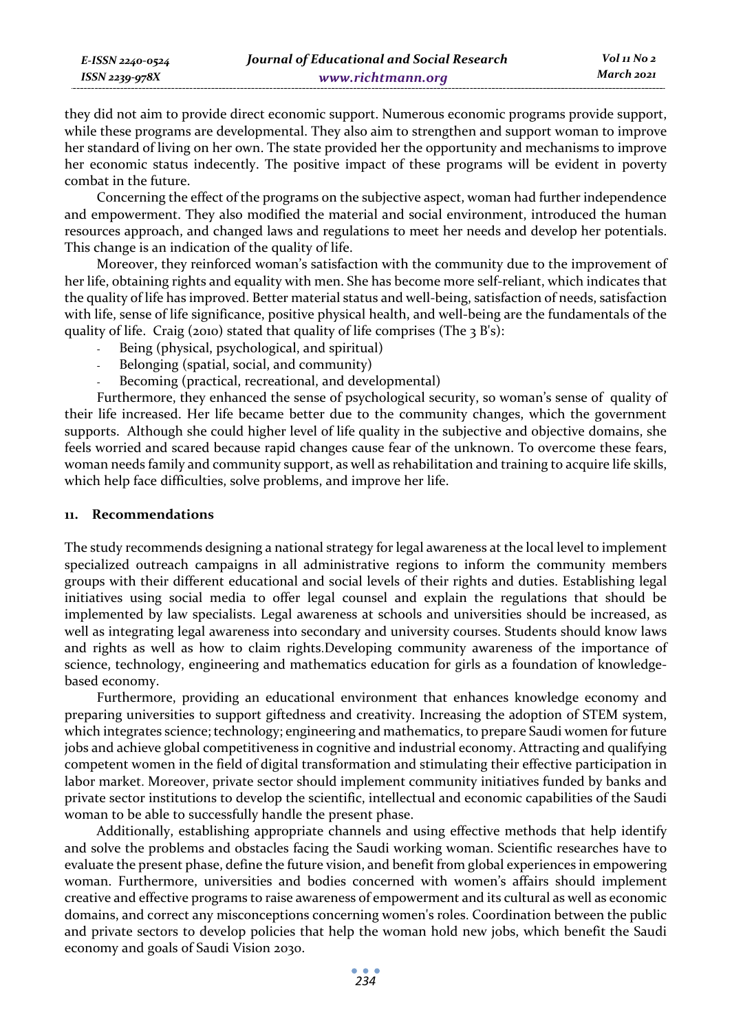they did not aim to provide direct economic support. Numerous economic programs provide support, while these programs are developmental. They also aim to strengthen and support woman to improve her standard of living on her own. The state provided her the opportunity and mechanisms to improve her economic status indecently. The positive impact of these programs will be evident in poverty combat in the future.

Concerning the effect of the programs on the subjective aspect, woman had further independence and empowerment. They also modified the material and social environment, introduced the human resources approach, and changed laws and regulations to meet her needs and develop her potentials. This change is an indication of the quality of life.

Moreover, they reinforced woman's satisfaction with the community due to the improvement of her life, obtaining rights and equality with men. She has become more self-reliant, which indicates that the quality of life has improved. Better material status and well-being, satisfaction of needs, satisfaction with life, sense of life significance, positive physical health, and well-being are the fundamentals of the quality of life. Craig (2010) stated that quality of life comprises (The 3 B's):

- Being (physical, psychological, and spiritual)
- Belonging (spatial, social, and community)
- Becoming (practical, recreational, and developmental)

Furthermore, they enhanced the sense of psychological security, so woman's sense of quality of their life increased. Her life became better due to the community changes, which the government supports. Although she could higher level of life quality in the subjective and objective domains, she feels worried and scared because rapid changes cause fear of the unknown. To overcome these fears, woman needs family and community support, as well as rehabilitation and training to acquire life skills, which help face difficulties, solve problems, and improve her life.

## 11. Recommendations

The study recommends designing a national strategy for legal awareness at the local level to implement specialized outreach campaigns in all administrative regions to inform the community members groups with their different educational and social levels of their rights and duties. Establishing legal initiatives using social media to offer legal counsel and explain the regulations that should be implemented by law specialists. Legal awareness at schools and universities should be increased, as well as integrating legal awareness into secondary and university courses. Students should know laws and rights as well as how to claim rights.Developing community awareness of the importance of science, technology, engineering and mathematics education for girls as a foundation of knowledge-based economy.

Furthermore, providing an educational environment that enhances knowledge economy and preparing universities to support giftedness and creativity. Increasing the adoption of STEM system, which integrates science; technology; engineering and mathematics, to prepare Saudi women for future jobs and achieve global competitiveness in cognitive and industrial economy. Attracting and qualifying competent women in the field of digital transformation and stimulating their effective participation in labor market. Moreover, private sector should implement community initiatives funded by banks and private sector institutions to develop the scientific, intellectual and economic capabilities of the Saudi woman to be able to successfully handle the present phase.

Additionally, establishing appropriate channels and using effective methods that help identify and solve the problems and obstacles facing the Saudi working woman. Scientific researches have to evaluate the present phase, define the future vision, and benefit from global experiences in empowering woman. Furthermore, universities and bodies concerned with women's affairs should implement creative and effective programs to raise awareness of empowerment and its cultural as well as economic domains, and correct any misconceptions concerning women's roles. Coordination between the public and private sectors to develop policies that help the woman hold new jobs, which benefit the Saudi economy and goals of Saudi Vision 2030.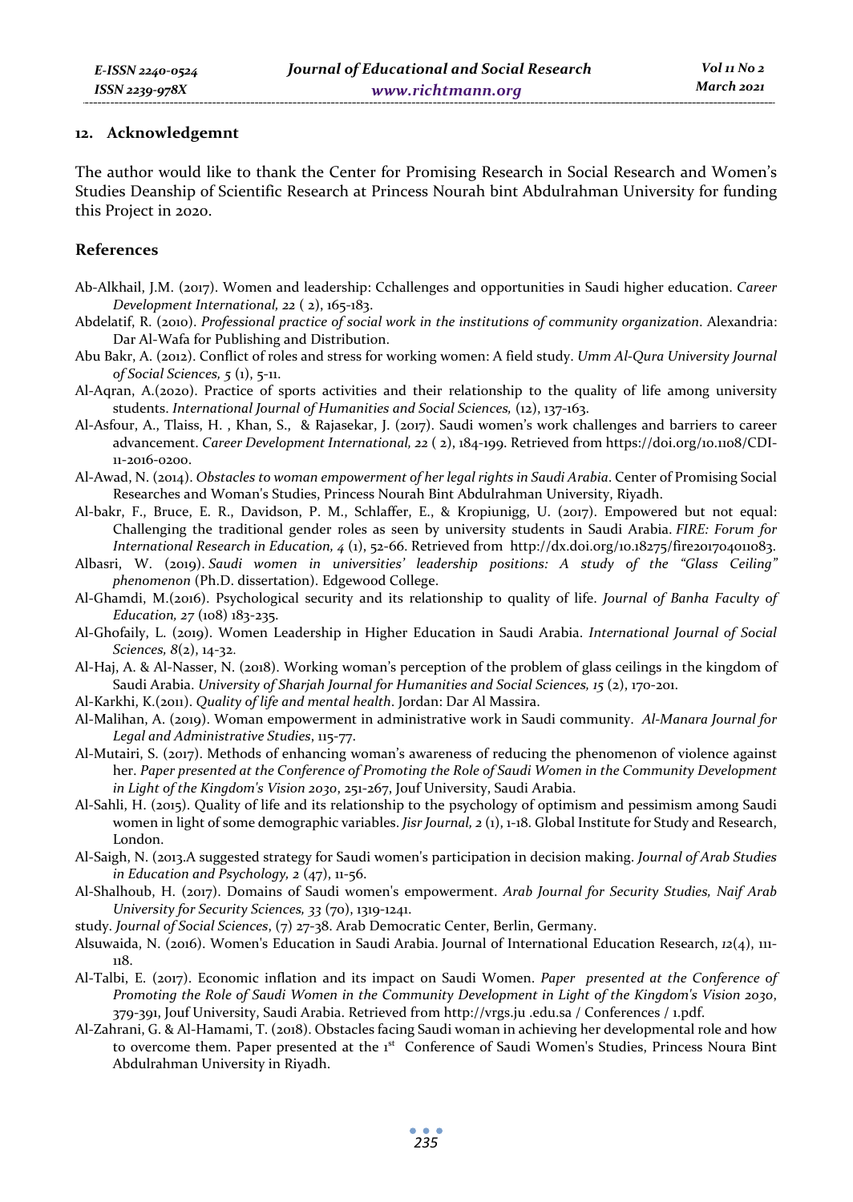## 12. Acknowledgemnt

The author would like to thank the Center for Promising Research in Social Research and Women's Studies Deanship of Scientific Research at Princess Nourah bint Abdulrahman University for funding this Project in 2020.

## References

Ab-Alkhail, J.M. (2017). Women and leadership: Cchallenges and opportunities in Saudi higher education. *Career Development International, 22* ( 2), 165-183.

Abdelatif, R. (2010). *Professional practice of social work in the institutions of community organization*. Alexandria: Dar Al-Wafa for Publishing and Distribution.

Abu Bakr, A. (2012). Conflict of roles and stress for working women: A field study. *Umm Al-Qura University Journal of Social Sciences, 5* (1), 5-11.

Al-Aqran, A.(2020). Practice of sports activities and their relationship to the quality of life among university students. *International Journal of Humanities and Social Sciences,* (12), 137-163.

Al-Asfour, A., Tlaiss, H. , Khan, S., & Rajasekar, J. (2017). Saudi women's work challenges and barriers to career advancement. *Career Development International, 22* ( 2), 184-199. Retrieved from https://doi.org/10.1108/CDI-11-2016-0200.

Al-Awad, N. (2014). *Obstacles to woman empowerment of her legal rights in Saudi Arabia*. Center of Promising Social Researches and Woman's Studies, Princess Nourah Bint Abdulrahman University, Riyadh.

Al-bakr, F., Bruce, E. R., Davidson, P. M., Schlaffer, E., & Kropiunigg, U. (2017). Empowered but not equal: Challenging the traditional gender roles as seen by university students in Saudi Arabia. *FIRE: Forum for International Research in Education, 4* (1), 52-66. Retrieved from http://dx.doi.org/10.18275/fire201704011083.

Albasri, W. (2019). *Saudi women in universities' leadership positions: A study of the "Glass Ceiling" phenomenon* (Ph.D. dissertation). Edgewood College.

Al-Ghamdi, M.(2016). Psychological security and its relationship to quality of life. *Journal of Banha Faculty of Education, 27* (108) 183-235.

Al-Ghofaily, L. (2019). Women Leadership in Higher Education in Saudi Arabia. *International Journal of Social Sciences, 8*(2), 14-32.

Al-Haj, A. & Al-Nasser, N. (2018). Working woman's perception of the problem of glass ceilings in the kingdom of Saudi Arabia. *University of Sharjah Journal for Humanities and Social Sciences, 15* (2), 170-201.

Al-Karkhi, K.(2011). *Quality of life and mental health*. Jordan: Dar Al Massira.

Al-Malihan, A. (2019). Woman empowerment in administrative work in Saudi community. *Al-Manara Journal for Legal and Administrative Studies*, 115-77.

Al-Mutairi, S. (2017). Methods of enhancing woman's awareness of reducing the phenomenon of violence against her. *Paper presented at the Conference of Promoting the Role of Saudi Women in the Community Development in Light of the Kingdom's Vision 2030*, 251-267, Jouf University, Saudi Arabia.

Al-Sahli, H. (2015). Quality of life and its relationship to the psychology of optimism and pessimism among Saudi women in light of some demographic variables. *Jisr Journal, 2* (1), 1-18. Global Institute for Study and Research, London.

Al-Saigh, N. (2013.A suggested strategy for Saudi women's participation in decision making. *Journal of Arab Studies in Education and Psychology, 2* (47), 11-56.

Al-Shalhoub, H. (2017). Domains of Saudi women's empowerment. *Arab Journal for Security Studies, Naif Arab University for Security Sciences, 33* (70), 1319-1241.

study. *Journal of Social Sciences*, (7) 27-38. Arab Democratic Center, Berlin, Germany.

Alsuwaida, N. (2016). Women's Education in Saudi Arabia. Journal of International Education Research, *12*(4), 111-118.

Al-Talbi, E. (2017). Economic inflation and its impact on Saudi Women. *Paper presented at the Conference of Promoting the Role of Saudi Women in the Community Development in Light of the Kingdom's Vision 2030*, 379-391, Jouf University, Saudi Arabia. Retrieved from http://vrgs.ju .edu.sa / Conferences / 1.pdf.

Al-Zahrani, G. & Al-Hamami, T. (2018). Obstacles facing Saudi woman in achieving her developmental role and how to overcome them. Paper presented at the 1st Conference of Saudi Women's Studies, Princess Noura Bint Abdulrahman University in Riyadh.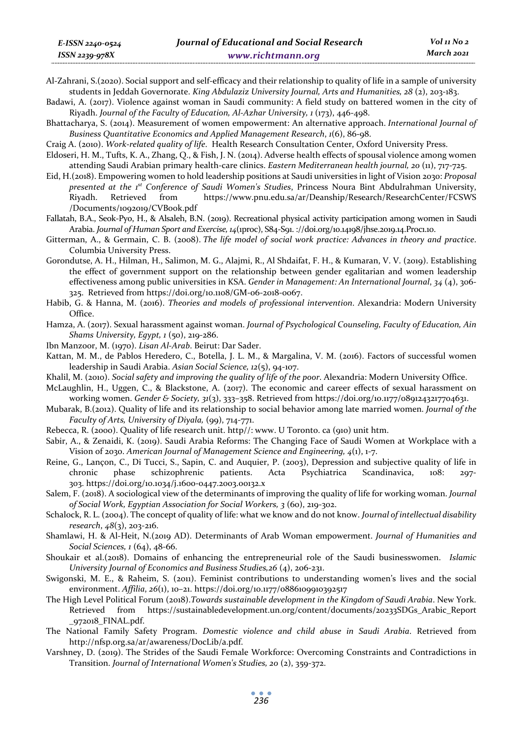Al-Zahrani, S.(2020). Social support and self-efficacy and their relationship to quality of life in a sample of university students in Jeddah Governorate. *King Abdulaziz University Journal, Arts and Humanities, 28* (2), 203-183.

Badawi, A. (2017). Violence against woman in Saudi community: A field study on battered women in the city of Riyadh. *Journal of the Faculty of Education, Al-Azhar University, 1* (173), 446-498.

Bhattacharya, S. (2014). Measurement of women empowerment: An alternative approach. *International Journal of Business Quantitative Economics and Applied Management Research*, *1*(6), 86-98.

Craig A. (2010). *Work-related quality of life*. Health Research Consultation Center, Oxford University Press.

Eldoseri, H. M., Tufts, K. A., Zhang, Q., & Fish, J. N. (2014). Adverse health effects of spousal violence among women attending Saudi Arabian primary health-care clinics. *Eastern Mediterranean health journal, 20* (11), 717-725.

Eid, H.(2018). Empowering women to hold leadership positions at Saudi universities in light of Vision 2030: *Proposal presented at the 1st Conference of Saudi Women's Studies*, Princess Noura Bint Abdulrahman University, Riyadh. Retrieved from https://www.pnu.edu.sa/ar/Deanship/Research/ResearchCenter/FCSWS /Documents/1092019/CVBook.pdf

Fallatah, B.A., Seok-Pyo, H., & Alsaleh, B.N. (2019). Recreational physical activity participation among women in Saudi Arabia. *Journal of Human Sport and Exercise, 14*(1proc), S84-S91. ://doi.org/10.14198/jhse.2019.14.Proc1.10.

Gitterman, A., & Germain, C. B. (2008). *The life model of social work practice: Advances in theory and practice*. Columbia University Press.

Gorondutse, A. H., Hilman, H., Salimon, M. G., Alajmi, R., Al Shdaifat, F. H., & Kumaran, V. V. (2019). Establishing the effect of government support on the relationship between gender egalitarian and women leadership effectiveness among public universities in KSA. *Gender in Management: An International Journal*, *34* (4), 306-325. Retrieved from https://doi.org/10.1108/GM-06-2018-0067.

Habib, G. & Hanna, M. (2016). *Theories and models of professional intervention*. Alexandria: Modern University Office.

Hamza, A. (2017). Sexual harassment against woman. *Journal of Psychological Counseling, Faculty of Education, Ain Shams University, Egypt, 1* (50), 219-286.

Ibn Manzoor, M. (1970). *Lisan Al-Arab*. Beirut: Dar Sader.

Kattan, M. M., de Pablos Heredero, C., Botella, J. L. M., & Margalina, V. M. (2016). Factors of successful women leadership in Saudi Arabia. *Asian Social Science, 12*(5), 94-107.

Khalil, M. (2010). *Social safety and improving the quality of life of the poor*. Alexandria: Modern University Office.

McLaughlin, H., Uggen, C., & Blackstone, A. (2017). The economic and career effects of sexual harassment on working women. *Gender & Society, 31*(3), 333–358. Retrieved from https://doi.org/10.1177/0891243217704631.

Mubarak, B.(2012). Quality of life and its relationship to social behavior among late married women. *Journal of the Faculty of Arts, University of Diyala,* (99), 714-771.

Rebecca, R. (2000). Quality of life research unit. http//: www. U Toronto. ca (910) unit htm.

Sabir, A., & Zenaidi, K. (2019). Saudi Arabia Reforms: The Changing Face of Saudi Women at Workplace with a Vision of 2030. *American Journal of Management Science and Engineering*, *4*(1), 1-7.

Reine, G., Lançon, C., Di Tucci, S., Sapin, C. and Auquier, P. (2003), Depression and subjective quality of life in chronic phase schizophrenic patients. Acta Psychiatrica Scandinavica, 108: 297-303. https://doi.org/10.1034/j.1600-0447.2003.00132.x

Salem, F. (2018). A sociological view of the determinants of improving the quality of life for working woman. *Journal of Social Work, Egyptian Association for Social Workers, 3* (60), 219-302.

Schalock, R. L. (2004). The concept of quality of life: what we know and do not know. *Journal of intellectual disability research*, *48*(3), 203-216.

Shamlawi, H. & Al-Heit, N.(2019 AD). Determinants of Arab Woman empowerment. *Journal of Humanities and Social Sciences, 1* (64), 48-66.

Shoukair et al.(2018). Domains of enhancing the entrepreneurial role of the Saudi businesswomen. *Islamic University Journal of Economics and Business Studies,26* (4), 206-231.

Swigonski, M. E., & Raheim, S. (2011). Feminist contributions to understanding women's lives and the social environment. *Affilia*, *26*(1), 10–21. https://doi.org/10.1177/0886109910392517

The High Level Political Forum (2018).*Towards sustainable development in the Kingdom of Saudi Arabia*. New York. Retrieved from https://sustainabledevelopment.un.org/content/documents/20233SDGs_Arabic_Report _972018_FINAL.pdf.

The National Family Safety Program. *Domestic violence and child abuse in Saudi Arabia*. Retrieved from http://nfsp.org.sa/ar/awareness/DocLib/a.pdf.

Varshney, D. (2019). The Strides of the Saudi Female Workforce: Overcoming Constraints and Contradictions in Transition. *Journal of International Women's Studies, 20* (2), 359-372.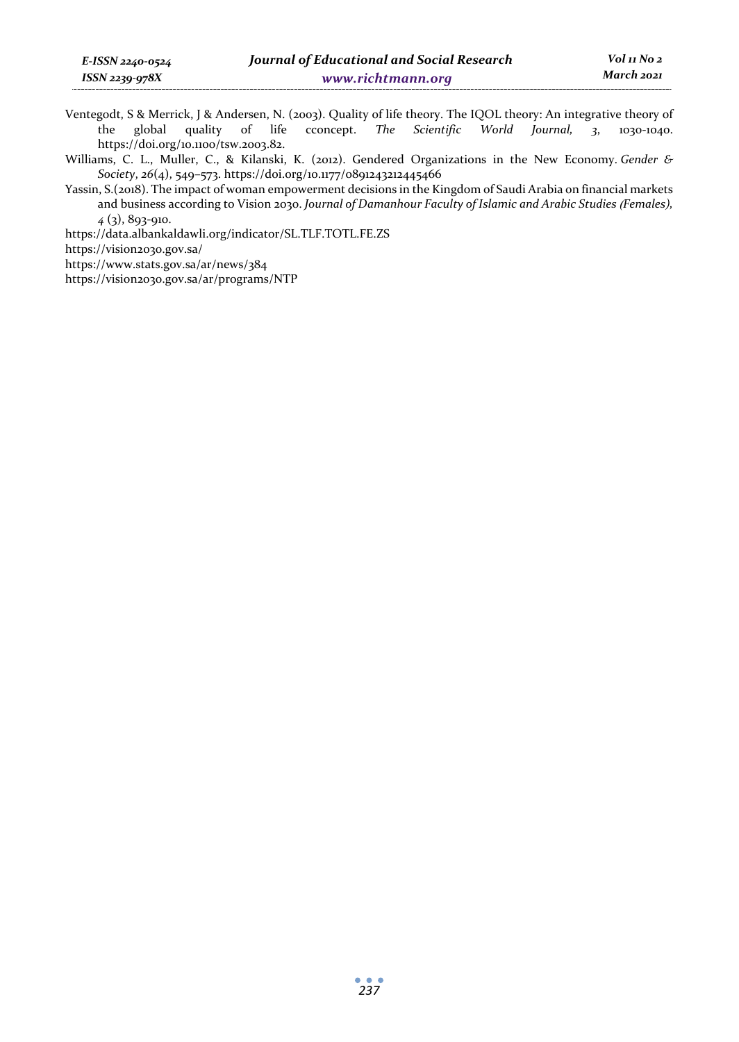Ventegodt, S & Merrick, J & Andersen, N. (2003). Quality of life theory. The IQOL theory: An integrative theory of the global quality of life cconcept. *The Scientific World Journal, 3*, 1030-1040. https://doi.org/10.1100/tsw.2003.82.

Williams, C. L., Muller, C., & Kilanski, K. (2012). Gendered Organizations in the New Economy. *Gender & Society*, *26*(4), 549–573. https://doi.org/10.1177/0891243212445466

Yassin, S.(2018). The impact of woman empowerment decisions in the Kingdom of Saudi Arabia on financial markets and business according to Vision 2030. *Journal of Damanhour Faculty of Islamic and Arabic Studies (Females), 4* (3), 893-910.

https://data.albankaldawli.org/indicator/SL.TLF.TOTL.FE.ZS

https://vision2030.gov.sa/

https://www.stats.gov.sa/ar/news/384

https://vision2030.gov.sa/ar/programs/NTP